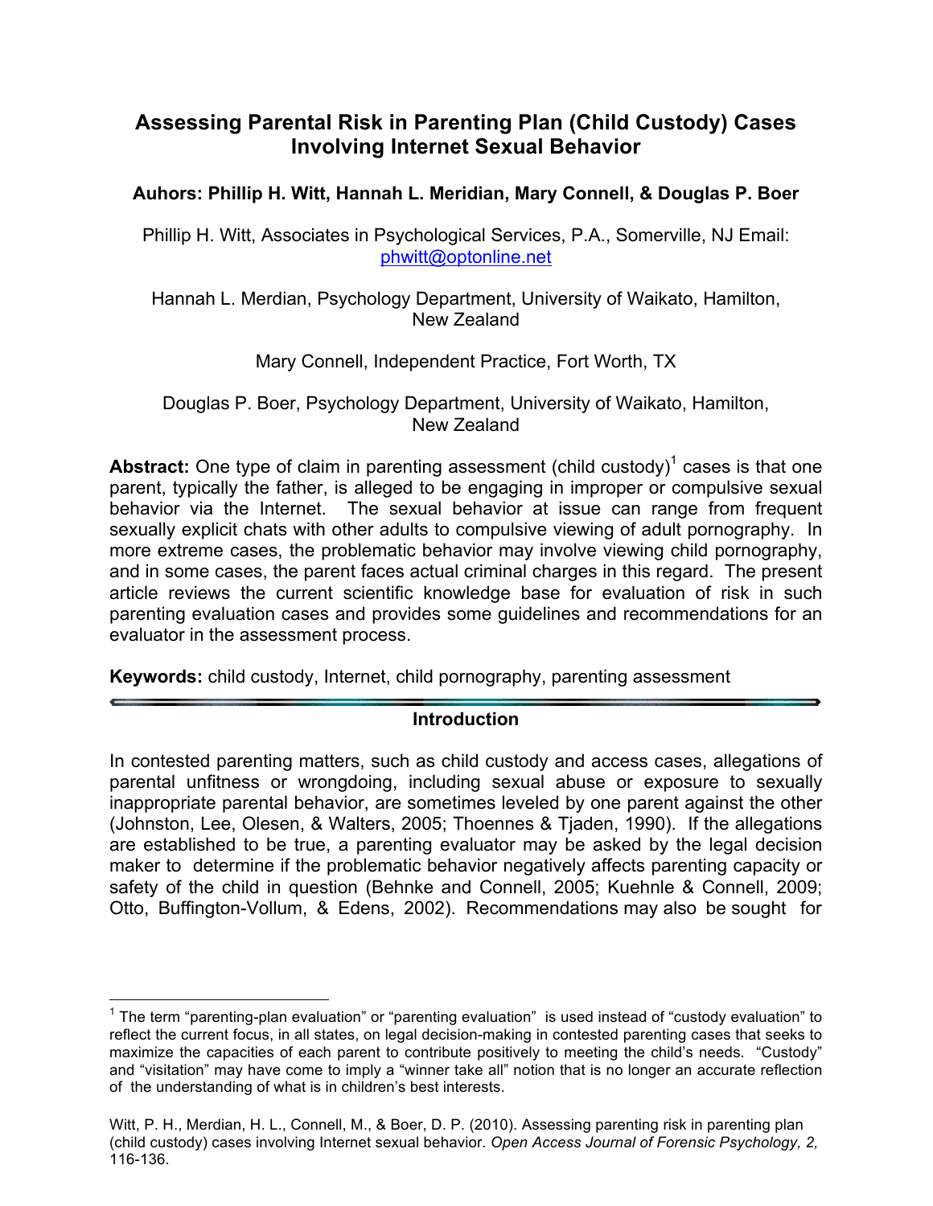# Assessing Parental Risk in Parenting Plan (Child Custody) Cases Involving Internet Sexual Behavior

**Auhors: Phillip H. Witt, Hannah L. Meridian, Mary Connell, & Douglas P. Boer**

Phillip H. Witt, Associates in Psychological Services, P.A., Somerville, NJ Email: phwitt@optonline.net

Hannah L. Merdian, Psychology Department, University of Waikato, Hamilton, New Zealand

Mary Connell, Independent Practice, Fort Worth, TX

Douglas P. Boer, Psychology Department, University of Waikato, Hamilton, New Zealand

**Abstract:** One type of claim in parenting assessment (child custody)[1] cases is that one parent, typically the father, is alleged to be engaging in improper or compulsive sexual behavior via the Internet. The sexual behavior at issue can range from frequent sexually explicit chats with other adults to compulsive viewing of adult pornography. In more extreme cases, the problematic behavior may involve viewing child pornography, and in some cases, the parent faces actual criminal charges in this regard. The present article reviews the current scientific knowledge base for evaluation of risk in such parenting evaluation cases and provides some guidelines and recommendations for an evaluator in the assessment process.

**Keywords:** child custody, Internet, child pornography, parenting assessment

## Introduction

In contested parenting matters, such as child custody and access cases, allegations of parental unfitness or wrongdoing, including sexual abuse or exposure to sexually inappropriate parental behavior, are sometimes leveled by one parent against the other (Johnston, Lee, Olesen, & Walters, 2005; Thoennes & Tjaden, 1990). If the allegations are established to be true, a parenting evaluator may be asked by the legal decision maker to determine if the problematic behavior negatively affects parenting capacity or safety of the child in question (Behnke and Connell, 2005; Kuehnle & Connell, 2009; Otto, Buffington-Vollum, & Edens, 2002). Recommendations may also be sought for

[1] The term "parenting-plan evaluation" or "parenting evaluation" is used instead of "custody evaluation" to reflect the current focus, in all states, on legal decision-making in contested parenting cases that seeks to maximize the capacities of each parent to contribute positively to meeting the child's needs. "Custody" and "visitation" may have come to imply a "winner take all" notion that is no longer an accurate reflection of the understanding of what is in children's best interests.

Witt, P. H., Merdian, H. L., Connell, M., & Boer, D. P. (2010). Assessing parenting risk in parenting plan (child custody) cases involving Internet sexual behavior. *Open Access Journal of Forensic Psychology, 2,* 116-136.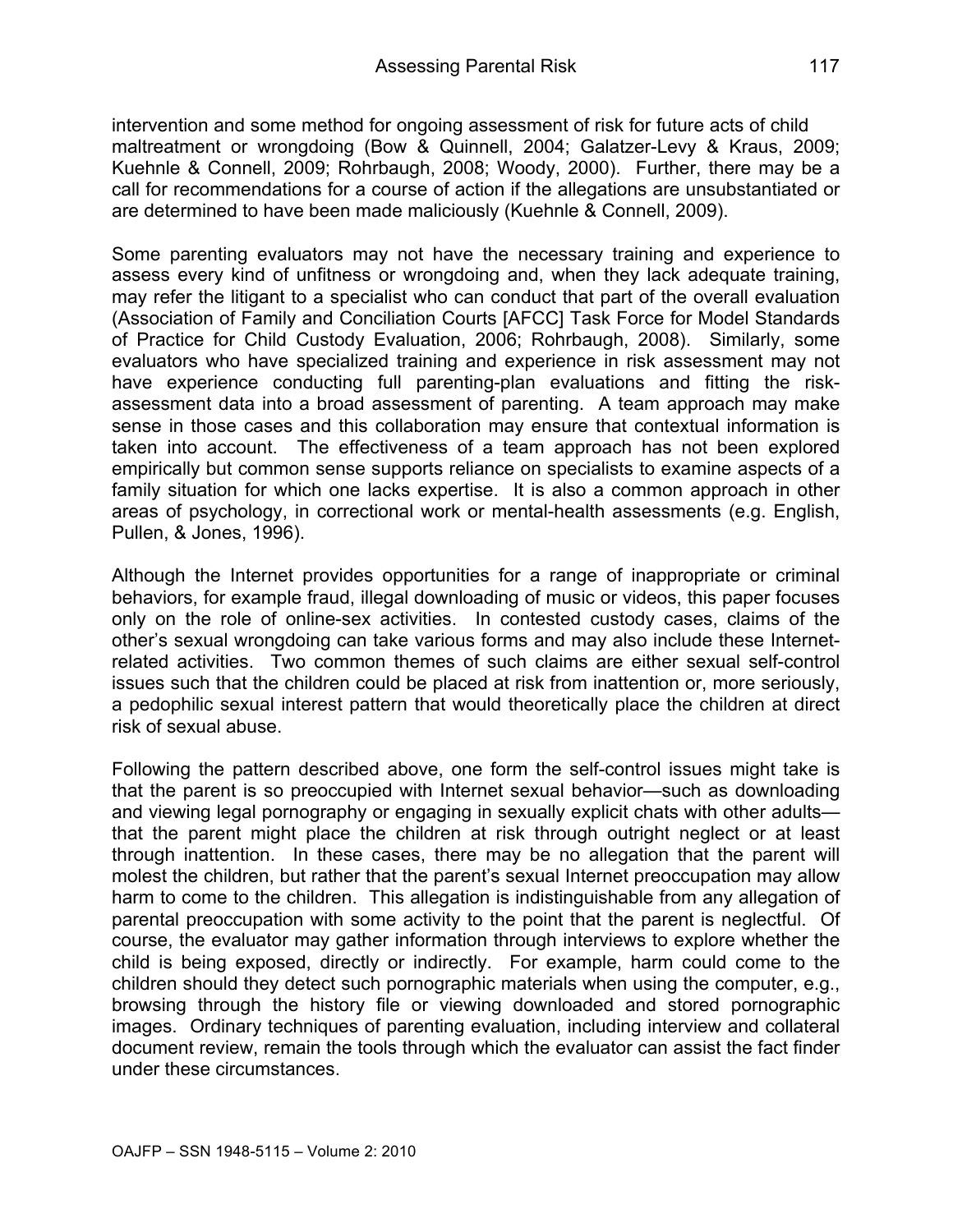intervention and some method for ongoing assessment of risk for future acts of child maltreatment or wrongdoing (Bow & Quinnell, 2004; Galatzer-Levy & Kraus, 2009; Kuehnle & Connell, 2009; Rohrbaugh, 2008; Woody, 2000). Further, there may be a call for recommendations for a course of action if the allegations are unsubstantiated or are determined to have been made maliciously (Kuehnle & Connell, 2009).

Some parenting evaluators may not have the necessary training and experience to assess every kind of unfitness or wrongdoing and, when they lack adequate training, may refer the litigant to a specialist who can conduct that part of the overall evaluation (Association of Family and Conciliation Courts [AFCC] Task Force for Model Standards of Practice for Child Custody Evaluation, 2006; Rohrbaugh, 2008). Similarly, some evaluators who have specialized training and experience in risk assessment may not have experience conducting full parenting-plan evaluations and fitting the risk-assessment data into a broad assessment of parenting. A team approach may make sense in those cases and this collaboration may ensure that contextual information is taken into account. The effectiveness of a team approach has not been explored empirically but common sense supports reliance on specialists to examine aspects of a family situation for which one lacks expertise. It is also a common approach in other areas of psychology, in correctional work or mental-health assessments (e.g. English, Pullen, & Jones, 1996).

Although the Internet provides opportunities for a range of inappropriate or criminal behaviors, for example fraud, illegal downloading of music or videos, this paper focuses only on the role of online-sex activities. In contested custody cases, claims of the other's sexual wrongdoing can take various forms and may also include these Internet-related activities. Two common themes of such claims are either sexual self-control issues such that the children could be placed at risk from inattention or, more seriously, a pedophilic sexual interest pattern that would theoretically place the children at direct risk of sexual abuse.

Following the pattern described above, one form the self-control issues might take is that the parent is so preoccupied with Internet sexual behavior—such as downloading and viewing legal pornography or engaging in sexually explicit chats with other adults—that the parent might place the children at risk through outright neglect or at least through inattention. In these cases, there may be no allegation that the parent will molest the children, but rather that the parent's sexual Internet preoccupation may allow harm to come to the children. This allegation is indistinguishable from any allegation of parental preoccupation with some activity to the point that the parent is neglectful. Of course, the evaluator may gather information through interviews to explore whether the child is being exposed, directly or indirectly. For example, harm could come to the children should they detect such pornographic materials when using the computer, e.g., browsing through the history file or viewing downloaded and stored pornographic images. Ordinary techniques of parenting evaluation, including interview and collateral document review, remain the tools through which the evaluator can assist the fact finder under these circumstances.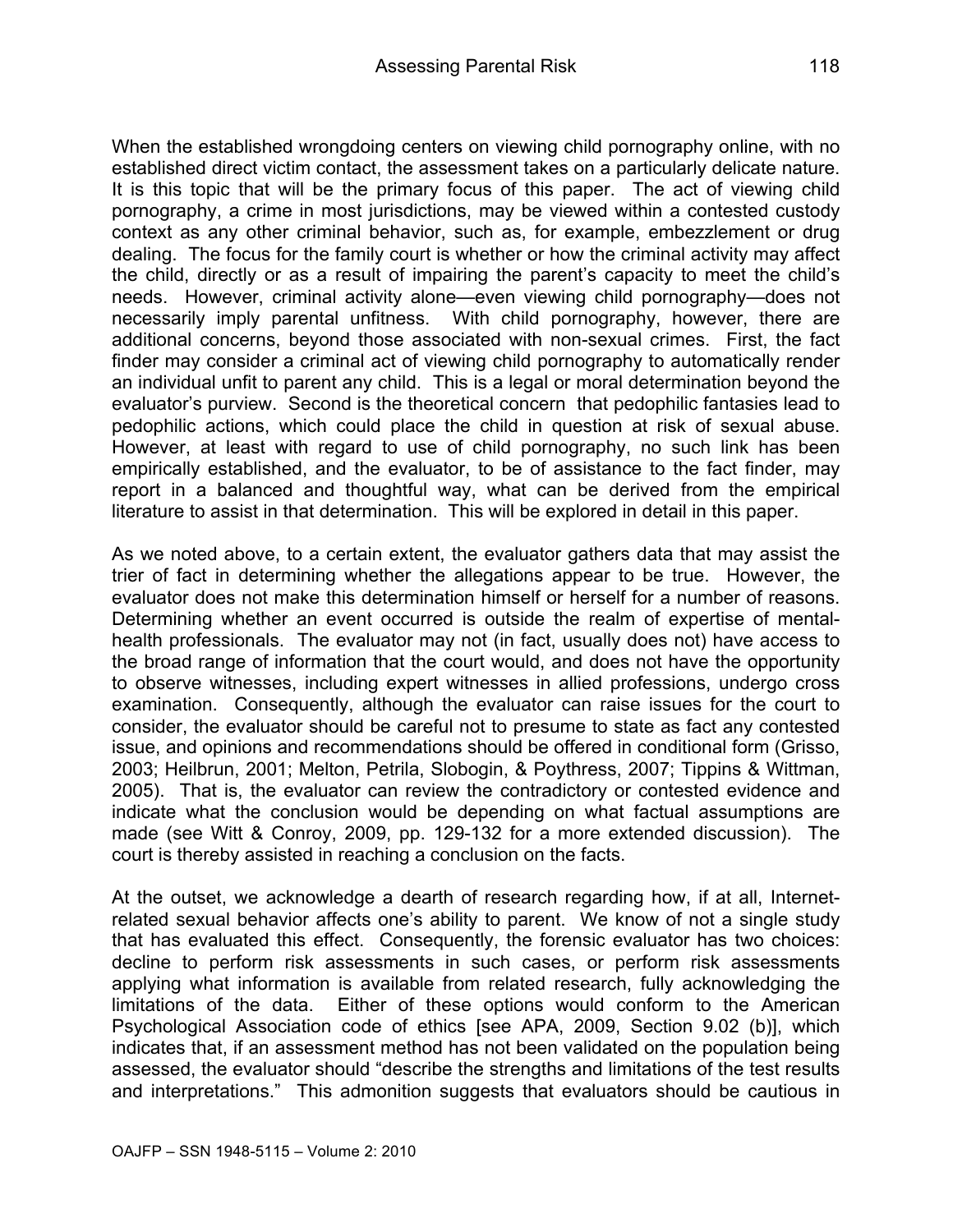When the established wrongdoing centers on viewing child pornography online, with no established direct victim contact, the assessment takes on a particularly delicate nature. It is this topic that will be the primary focus of this paper. The act of viewing child pornography, a crime in most jurisdictions, may be viewed within a contested custody context as any other criminal behavior, such as, for example, embezzlement or drug dealing. The focus for the family court is whether or how the criminal activity may affect the child, directly or as a result of impairing the parent's capacity to meet the child's needs. However, criminal activity alone—even viewing child pornography—does not necessarily imply parental unfitness. With child pornography, however, there are additional concerns, beyond those associated with non-sexual crimes. First, the fact finder may consider a criminal act of viewing child pornography to automatically render an individual unfit to parent any child. This is a legal or moral determination beyond the evaluator's purview. Second is the theoretical concern that pedophilic fantasies lead to pedophilic actions, which could place the child in question at risk of sexual abuse. However, at least with regard to use of child pornography, no such link has been empirically established, and the evaluator, to be of assistance to the fact finder, may report in a balanced and thoughtful way, what can be derived from the empirical literature to assist in that determination. This will be explored in detail in this paper.

As we noted above, to a certain extent, the evaluator gathers data that may assist the trier of fact in determining whether the allegations appear to be true. However, the evaluator does not make this determination himself or herself for a number of reasons. Determining whether an event occurred is outside the realm of expertise of mental-health professionals. The evaluator may not (in fact, usually does not) have access to the broad range of information that the court would, and does not have the opportunity to observe witnesses, including expert witnesses in allied professions, undergo cross examination. Consequently, although the evaluator can raise issues for the court to consider, the evaluator should be careful not to presume to state as fact any contested issue, and opinions and recommendations should be offered in conditional form (Grisso, 2003; Heilbrun, 2001; Melton, Petrila, Slobogin, & Poythress, 2007; Tippins & Wittman, 2005). That is, the evaluator can review the contradictory or contested evidence and indicate what the conclusion would be depending on what factual assumptions are made (see Witt & Conroy, 2009, pp. 129-132 for a more extended discussion). The court is thereby assisted in reaching a conclusion on the facts.

At the outset, we acknowledge a dearth of research regarding how, if at all, Internet-related sexual behavior affects one's ability to parent. We know of not a single study that has evaluated this effect. Consequently, the forensic evaluator has two choices: decline to perform risk assessments in such cases, or perform risk assessments applying what information is available from related research, fully acknowledging the limitations of the data. Either of these options would conform to the American Psychological Association code of ethics [see APA, 2009, Section 9.02 (b)], which indicates that, if an assessment method has not been validated on the population being assessed, the evaluator should "describe the strengths and limitations of the test results and interpretations." This admonition suggests that evaluators should be cautious in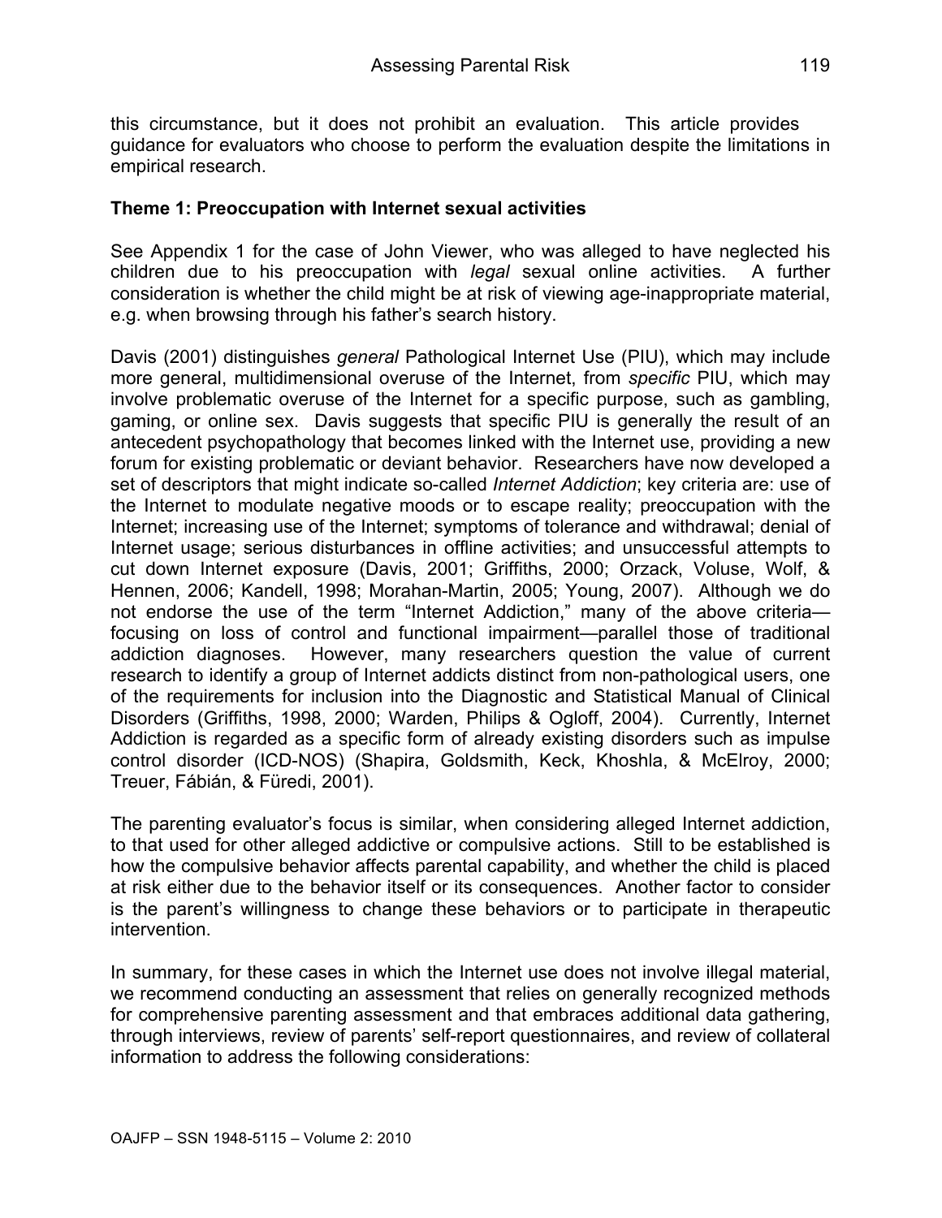this circumstance, but it does not prohibit an evaluation. This article provides guidance for evaluators who choose to perform the evaluation despite the limitations in empirical research.

### Theme 1: Preoccupation with Internet sexual activities

See Appendix 1 for the case of John Viewer, who was alleged to have neglected his children due to his preoccupation with *legal* sexual online activities. A further consideration is whether the child might be at risk of viewing age-inappropriate material, e.g. when browsing through his father's search history.

Davis (2001) distinguishes *general* Pathological Internet Use (PIU), which may include more general, multidimensional overuse of the Internet, from *specific* PIU, which may involve problematic overuse of the Internet for a specific purpose, such as gambling, gaming, or online sex. Davis suggests that specific PIU is generally the result of an antecedent psychopathology that becomes linked with the Internet use, providing a new forum for existing problematic or deviant behavior. Researchers have now developed a set of descriptors that might indicate so-called *Internet Addiction*; key criteria are: use of the Internet to modulate negative moods or to escape reality; preoccupation with the Internet; increasing use of the Internet; symptoms of tolerance and withdrawal; denial of Internet usage; serious disturbances in offline activities; and unsuccessful attempts to cut down Internet exposure (Davis, 2001; Griffiths, 2000; Orzack, Voluse, Wolf, & Hennen, 2006; Kandell, 1998; Morahan-Martin, 2005; Young, 2007). Although we do not endorse the use of the term "Internet Addiction," many of the above criteria—focusing on loss of control and functional impairment—parallel those of traditional addiction diagnoses. However, many researchers question the value of current research to identify a group of Internet addicts distinct from non-pathological users, one of the requirements for inclusion into the Diagnostic and Statistical Manual of Clinical Disorders (Griffiths, 1998, 2000; Warden, Philips & Ogloff, 2004). Currently, Internet Addiction is regarded as a specific form of already existing disorders such as impulse control disorder (ICD-NOS) (Shapira, Goldsmith, Keck, Khoshla, & McElroy, 2000; Treuer, Fábián, & Füredi, 2001).

The parenting evaluator's focus is similar, when considering alleged Internet addiction, to that used for other alleged addictive or compulsive actions. Still to be established is how the compulsive behavior affects parental capability, and whether the child is placed at risk either due to the behavior itself or its consequences. Another factor to consider is the parent's willingness to change these behaviors or to participate in therapeutic intervention.

In summary, for these cases in which the Internet use does not involve illegal material, we recommend conducting an assessment that relies on generally recognized methods for comprehensive parenting assessment and that embraces additional data gathering, through interviews, review of parents' self-report questionnaires, and review of collateral information to address the following considerations: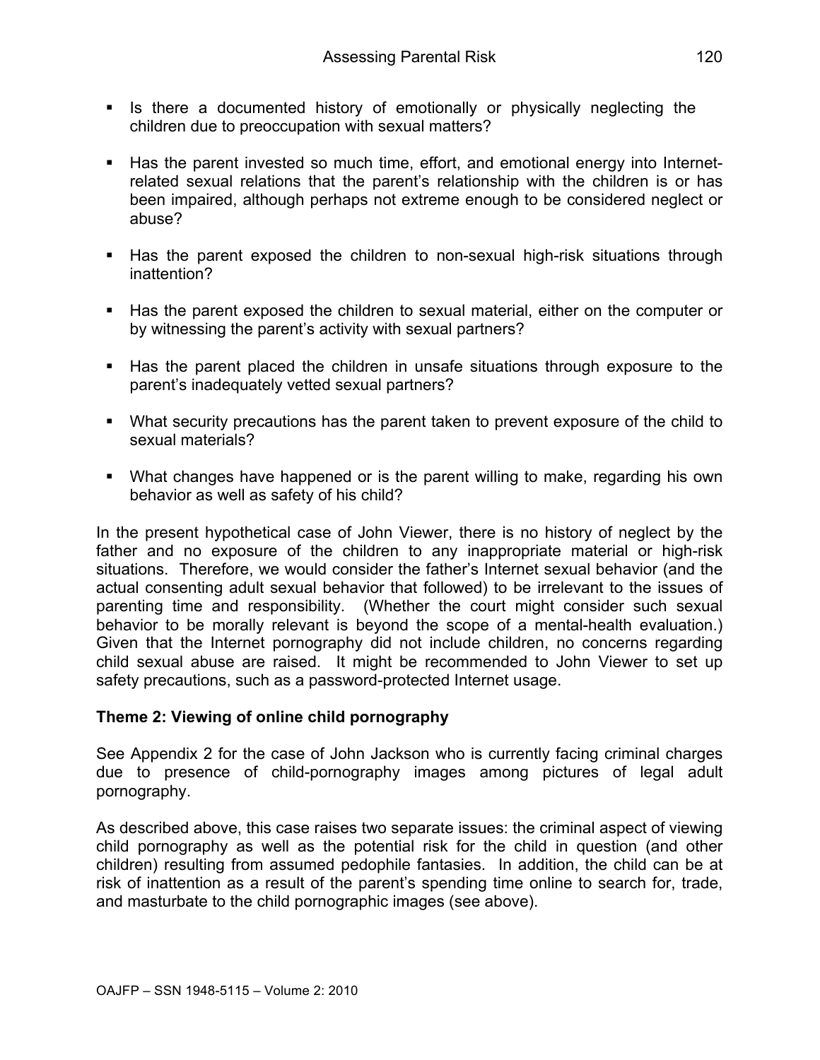- Is there a documented history of emotionally or physically neglecting the children due to preoccupation with sexual matters?
- Has the parent invested so much time, effort, and emotional energy into Internet-related sexual relations that the parent's relationship with the children is or has been impaired, although perhaps not extreme enough to be considered neglect or abuse?
- Has the parent exposed the children to non-sexual high-risk situations through inattention?
- Has the parent exposed the children to sexual material, either on the computer or by witnessing the parent's activity with sexual partners?
- Has the parent placed the children in unsafe situations through exposure to the parent's inadequately vetted sexual partners?
- What security precautions has the parent taken to prevent exposure of the child to sexual materials?
- What changes have happened or is the parent willing to make, regarding his own behavior as well as safety of his child?

In the present hypothetical case of John Viewer, there is no history of neglect by the father and no exposure of the children to any inappropriate material or high-risk situations. Therefore, we would consider the father's Internet sexual behavior (and the actual consenting adult sexual behavior that followed) to be irrelevant to the issues of parenting time and responsibility. (Whether the court might consider such sexual behavior to be morally relevant is beyond the scope of a mental-health evaluation.) Given that the Internet pornography did not include children, no concerns regarding child sexual abuse are raised. It might be recommended to John Viewer to set up safety precautions, such as a password-protected Internet usage.

**Theme 2: Viewing of online child pornography**

See Appendix 2 for the case of John Jackson who is currently facing criminal charges due to presence of child-pornography images among pictures of legal adult pornography.

As described above, this case raises two separate issues: the criminal aspect of viewing child pornography as well as the potential risk for the child in question (and other children) resulting from assumed pedophile fantasies. In addition, the child can be at risk of inattention as a result of the parent's spending time online to search for, trade, and masturbate to the child pornographic images (see above).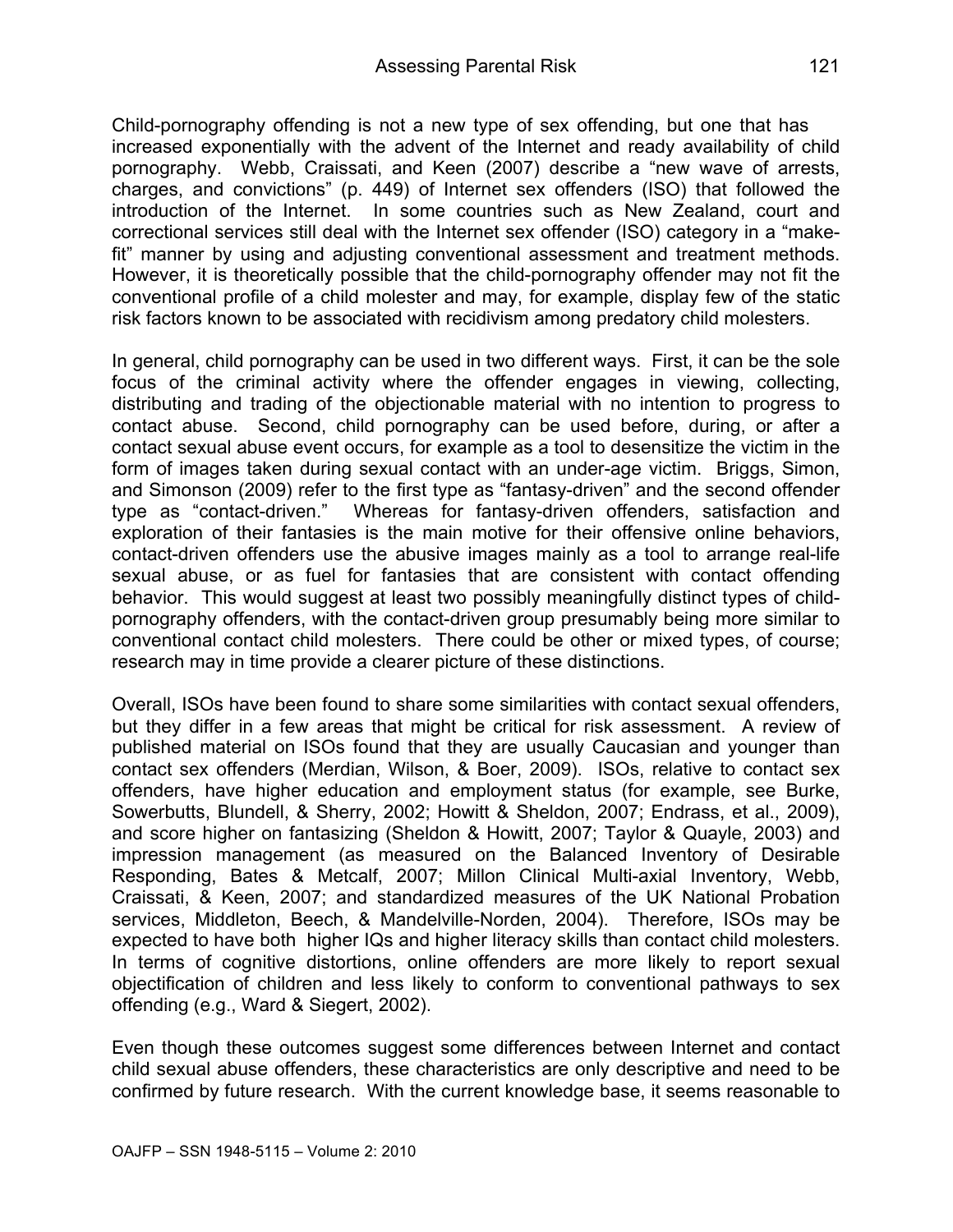Child-pornography offending is not a new type of sex offending, but one that has increased exponentially with the advent of the Internet and ready availability of child pornography. Webb, Craissati, and Keen (2007) describe a "new wave of arrests, charges, and convictions" (p. 449) of Internet sex offenders (ISO) that followed the introduction of the Internet. In some countries such as New Zealand, court and correctional services still deal with the Internet sex offender (ISO) category in a "make-fit" manner by using and adjusting conventional assessment and treatment methods. However, it is theoretically possible that the child-pornography offender may not fit the conventional profile of a child molester and may, for example, display few of the static risk factors known to be associated with recidivism among predatory child molesters.

In general, child pornography can be used in two different ways. First, it can be the sole focus of the criminal activity where the offender engages in viewing, collecting, distributing and trading of the objectionable material with no intention to progress to contact abuse. Second, child pornography can be used before, during, or after a contact sexual abuse event occurs, for example as a tool to desensitize the victim in the form of images taken during sexual contact with an under-age victim. Briggs, Simon, and Simonson (2009) refer to the first type as "fantasy-driven" and the second offender type as "contact-driven." Whereas for fantasy-driven offenders, satisfaction and exploration of their fantasies is the main motive for their offensive online behaviors, contact-driven offenders use the abusive images mainly as a tool to arrange real-life sexual abuse, or as fuel for fantasies that are consistent with contact offending behavior. This would suggest at least two possibly meaningfully distinct types of child-pornography offenders, with the contact-driven group presumably being more similar to conventional contact child molesters. There could be other or mixed types, of course; research may in time provide a clearer picture of these distinctions.

Overall, ISOs have been found to share some similarities with contact sexual offenders, but they differ in a few areas that might be critical for risk assessment. A review of published material on ISOs found that they are usually Caucasian and younger than contact sex offenders (Merdian, Wilson, & Boer, 2009). ISOs, relative to contact sex offenders, have higher education and employment status (for example, see Burke, Sowerbutts, Blundell, & Sherry, 2002; Howitt & Sheldon, 2007; Endrass, et al., 2009), and score higher on fantasizing (Sheldon & Howitt, 2007; Taylor & Quayle, 2003) and impression management (as measured on the Balanced Inventory of Desirable Responding, Bates & Metcalf, 2007; Millon Clinical Multi-axial Inventory, Webb, Craissati, & Keen, 2007; and standardized measures of the UK National Probation services, Middleton, Beech, & Mandelville-Norden, 2004). Therefore, ISOs may be expected to have both higher IQs and higher literacy skills than contact child molesters. In terms of cognitive distortions, online offenders are more likely to report sexual objectification of children and less likely to conform to conventional pathways to sex offending (e.g., Ward & Siegert, 2002).

Even though these outcomes suggest some differences between Internet and contact child sexual abuse offenders, these characteristics are only descriptive and need to be confirmed by future research. With the current knowledge base, it seems reasonable to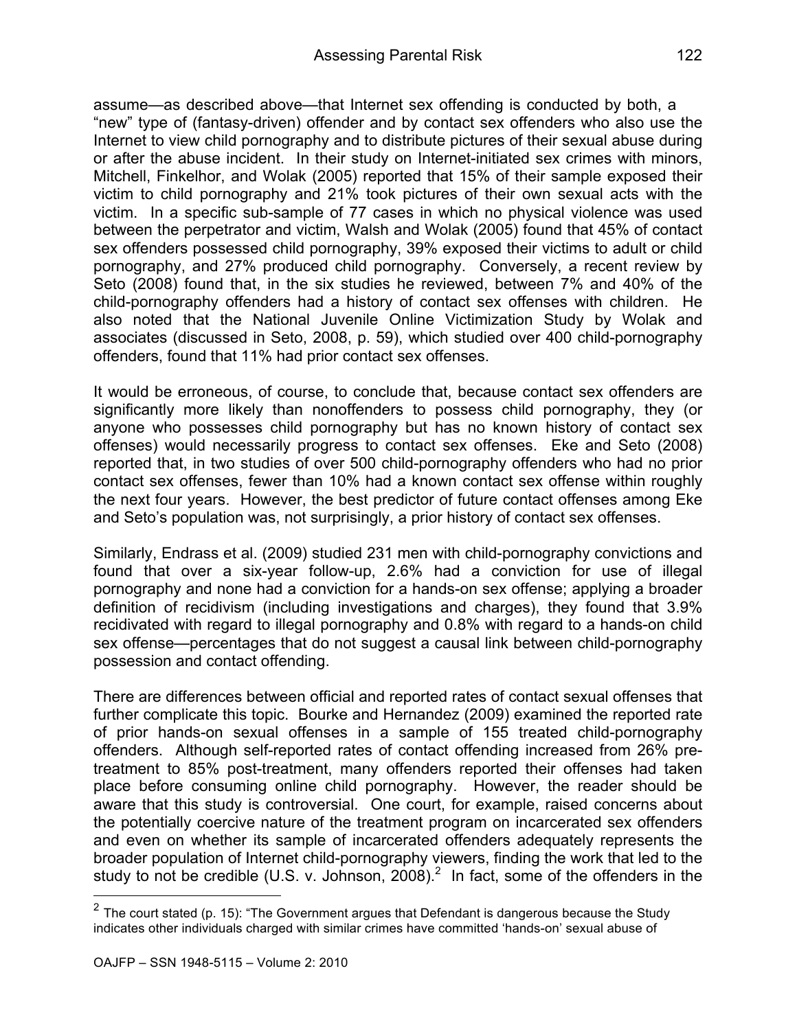assume—as described above—that Internet sex offending is conducted by both, a "new" type of (fantasy-driven) offender and by contact sex offenders who also use the Internet to view child pornography and to distribute pictures of their sexual abuse during or after the abuse incident. In their study on Internet-initiated sex crimes with minors, Mitchell, Finkelhor, and Wolak (2005) reported that 15% of their sample exposed their victim to child pornography and 21% took pictures of their own sexual acts with the victim. In a specific sub-sample of 77 cases in which no physical violence was used between the perpetrator and victim, Walsh and Wolak (2005) found that 45% of contact sex offenders possessed child pornography, 39% exposed their victims to adult or child pornography, and 27% produced child pornography. Conversely, a recent review by Seto (2008) found that, in the six studies he reviewed, between 7% and 40% of the child-pornography offenders had a history of contact sex offenses with children. He also noted that the National Juvenile Online Victimization Study by Wolak and associates (discussed in Seto, 2008, p. 59), which studied over 400 child-pornography offenders, found that 11% had prior contact sex offenses.

It would be erroneous, of course, to conclude that, because contact sex offenders are significantly more likely than nonoffenders to possess child pornography, they (or anyone who possesses child pornography but has no known history of contact sex offenses) would necessarily progress to contact sex offenses. Eke and Seto (2008) reported that, in two studies of over 500 child-pornography offenders who had no prior contact sex offenses, fewer than 10% had a known contact sex offense within roughly the next four years. However, the best predictor of future contact offenses among Eke and Seto's population was, not surprisingly, a prior history of contact sex offenses.

Similarly, Endrass et al. (2009) studied 231 men with child-pornography convictions and found that over a six-year follow-up, 2.6% had a conviction for use of illegal pornography and none had a conviction for a hands-on sex offense; applying a broader definition of recidivism (including investigations and charges), they found that 3.9% recidivated with regard to illegal pornography and 0.8% with regard to a hands-on child sex offense—percentages that do not suggest a causal link between child-pornography possession and contact offending.

There are differences between official and reported rates of contact sexual offenses that further complicate this topic. Bourke and Hernandez (2009) examined the reported rate of prior hands-on sexual offenses in a sample of 155 treated child-pornography offenders. Although self-reported rates of contact offending increased from 26% pre-treatment to 85% post-treatment, many offenders reported their offenses had taken place before consuming online child pornography. However, the reader should be aware that this study is controversial. One court, for example, raised concerns about the potentially coercive nature of the treatment program on incarcerated sex offenders and even on whether its sample of incarcerated offenders adequately represents the broader population of Internet child-pornography viewers, finding the work that led to the study to not be credible (U.S. v. Johnson, 2008).[2] In fact, some of the offenders in the

[2] The court stated (p. 15): "The Government argues that Defendant is dangerous because the Study indicates other individuals charged with similar crimes have committed 'hands-on' sexual abuse of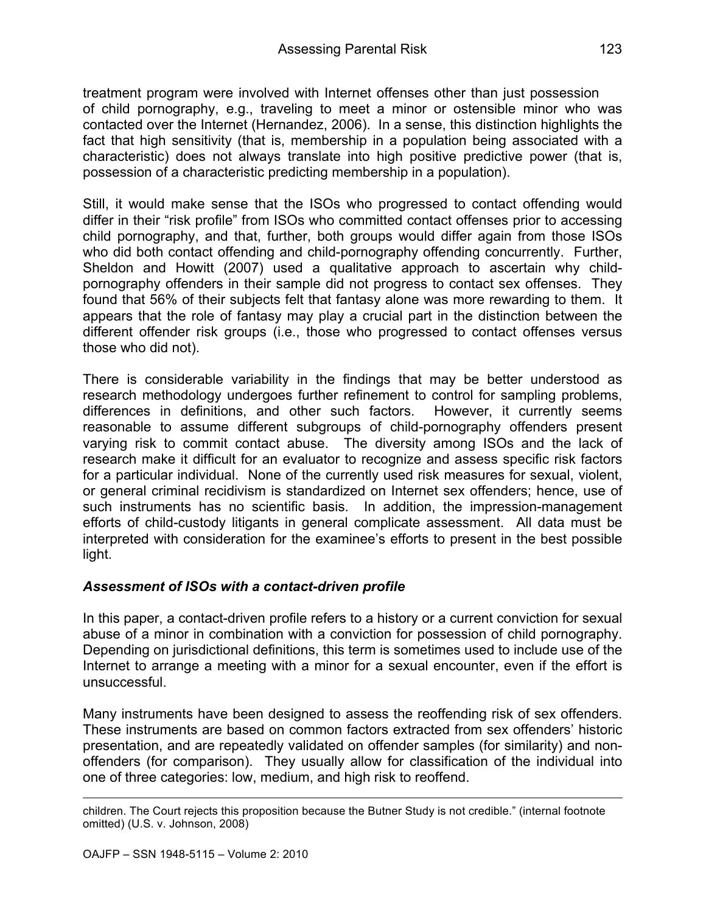treatment program were involved with Internet offenses other than just possession of child pornography, e.g., traveling to meet a minor or ostensible minor who was contacted over the Internet (Hernandez, 2006). In a sense, this distinction highlights the fact that high sensitivity (that is, membership in a population being associated with a characteristic) does not always translate into high positive predictive power (that is, possession of a characteristic predicting membership in a population).

Still, it would make sense that the ISOs who progressed to contact offending would differ in their "risk profile" from ISOs who committed contact offenses prior to accessing child pornography, and that, further, both groups would differ again from those ISOs who did both contact offending and child-pornography offending concurrently. Further, Sheldon and Howitt (2007) used a qualitative approach to ascertain why child-pornography offenders in their sample did not progress to contact sex offenses. They found that 56% of their subjects felt that fantasy alone was more rewarding to them. It appears that the role of fantasy may play a crucial part in the distinction between the different offender risk groups (i.e., those who progressed to contact offenses versus those who did not).

There is considerable variability in the findings that may be better understood as research methodology undergoes further refinement to control for sampling problems, differences in definitions, and other such factors. However, it currently seems reasonable to assume different subgroups of child-pornography offenders present varying risk to commit contact abuse. The diversity among ISOs and the lack of research make it difficult for an evaluator to recognize and assess specific risk factors for a particular individual. None of the currently used risk measures for sexual, violent, or general criminal recidivism is standardized on Internet sex offenders; hence, use of such instruments has no scientific basis. In addition, the impression-management efforts of child-custody litigants in general complicate assessment. All data must be interpreted with consideration for the examinee's efforts to present in the best possible light.

### *Assessment of ISOs with a contact-driven profile*

In this paper, a contact-driven profile refers to a history or a current conviction for sexual abuse of a minor in combination with a conviction for possession of child pornography. Depending on jurisdictional definitions, this term is sometimes used to include use of the Internet to arrange a meeting with a minor for a sexual encounter, even if the effort is unsuccessful.

Many instruments have been designed to assess the reoffending risk of sex offenders. These instruments are based on common factors extracted from sex offenders' historic presentation, and are repeatedly validated on offender samples (for similarity) and non-offenders (for comparison). They usually allow for classification of the individual into one of three categories: low, medium, and high risk to reoffend.

children. The Court rejects this proposition because the Butner Study is not credible." (internal footnote omitted) (U.S. v. Johnson, 2008)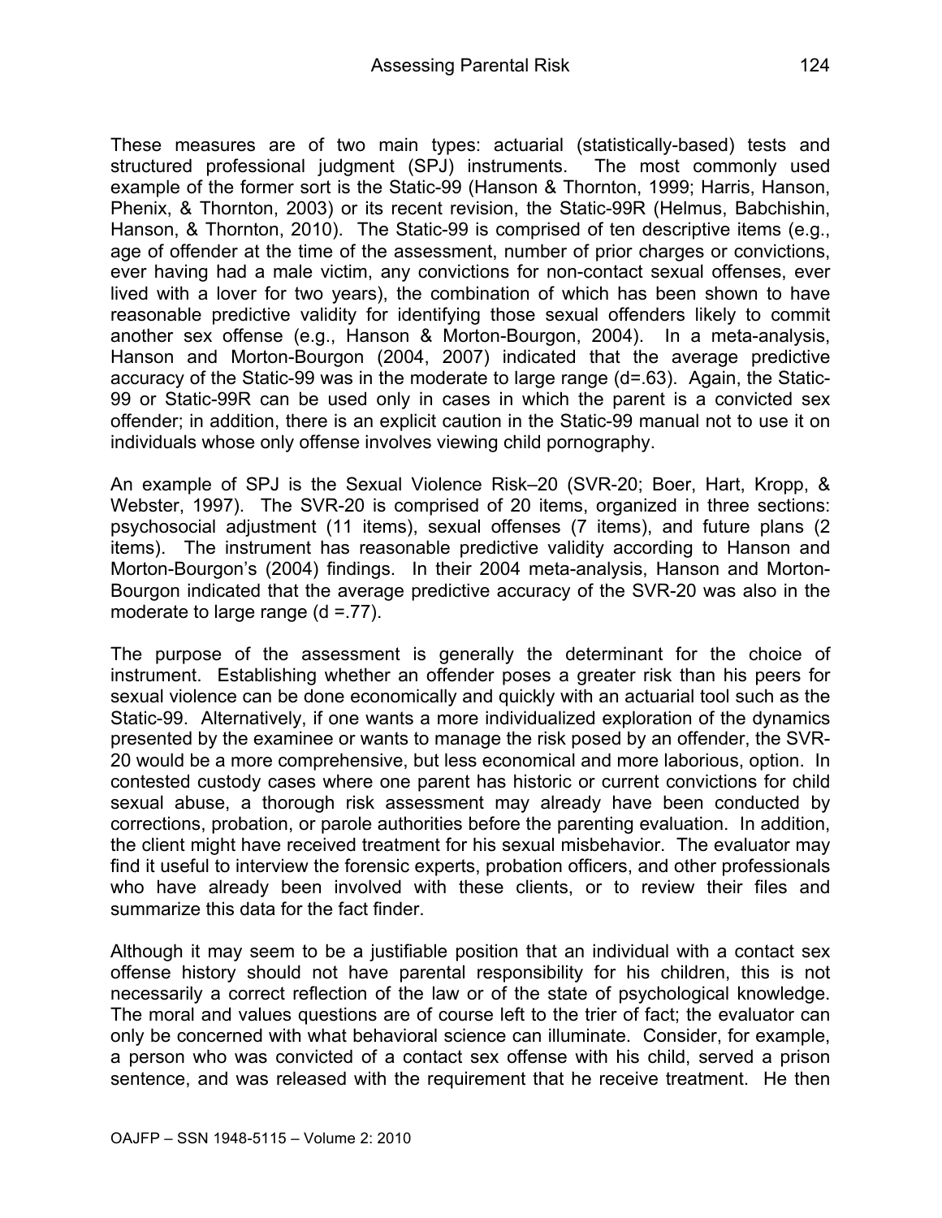These measures are of two main types: actuarial (statistically-based) tests and structured professional judgment (SPJ) instruments. The most commonly used example of the former sort is the Static-99 (Hanson & Thornton, 1999; Harris, Hanson, Phenix, & Thornton, 2003) or its recent revision, the Static-99R (Helmus, Babchishin, Hanson, & Thornton, 2010). The Static-99 is comprised of ten descriptive items (e.g., age of offender at the time of the assessment, number of prior charges or convictions, ever having had a male victim, any convictions for non-contact sexual offenses, ever lived with a lover for two years), the combination of which has been shown to have reasonable predictive validity for identifying those sexual offenders likely to commit another sex offense (e.g., Hanson & Morton-Bourgon, 2004). In a meta-analysis, Hanson and Morton-Bourgon (2004, 2007) indicated that the average predictive accuracy of the Static-99 was in the moderate to large range (d=.63). Again, the Static-99 or Static-99R can be used only in cases in which the parent is a convicted sex offender; in addition, there is an explicit caution in the Static-99 manual not to use it on individuals whose only offense involves viewing child pornography.

An example of SPJ is the Sexual Violence Risk–20 (SVR-20; Boer, Hart, Kropp, & Webster, 1997). The SVR-20 is comprised of 20 items, organized in three sections: psychosocial adjustment (11 items), sexual offenses (7 items), and future plans (2 items). The instrument has reasonable predictive validity according to Hanson and Morton-Bourgon's (2004) findings. In their 2004 meta-analysis, Hanson and Morton-Bourgon indicated that the average predictive accuracy of the SVR-20 was also in the moderate to large range (d =.77).

The purpose of the assessment is generally the determinant for the choice of instrument. Establishing whether an offender poses a greater risk than his peers for sexual violence can be done economically and quickly with an actuarial tool such as the Static-99. Alternatively, if one wants a more individualized exploration of the dynamics presented by the examinee or wants to manage the risk posed by an offender, the SVR-20 would be a more comprehensive, but less economical and more laborious, option. In contested custody cases where one parent has historic or current convictions for child sexual abuse, a thorough risk assessment may already have been conducted by corrections, probation, or parole authorities before the parenting evaluation. In addition, the client might have received treatment for his sexual misbehavior. The evaluator may find it useful to interview the forensic experts, probation officers, and other professionals who have already been involved with these clients, or to review their files and summarize this data for the fact finder.

Although it may seem to be a justifiable position that an individual with a contact sex offense history should not have parental responsibility for his children, this is not necessarily a correct reflection of the law or of the state of psychological knowledge. The moral and values questions are of course left to the trier of fact; the evaluator can only be concerned with what behavioral science can illuminate. Consider, for example, a person who was convicted of a contact sex offense with his child, served a prison sentence, and was released with the requirement that he receive treatment. He then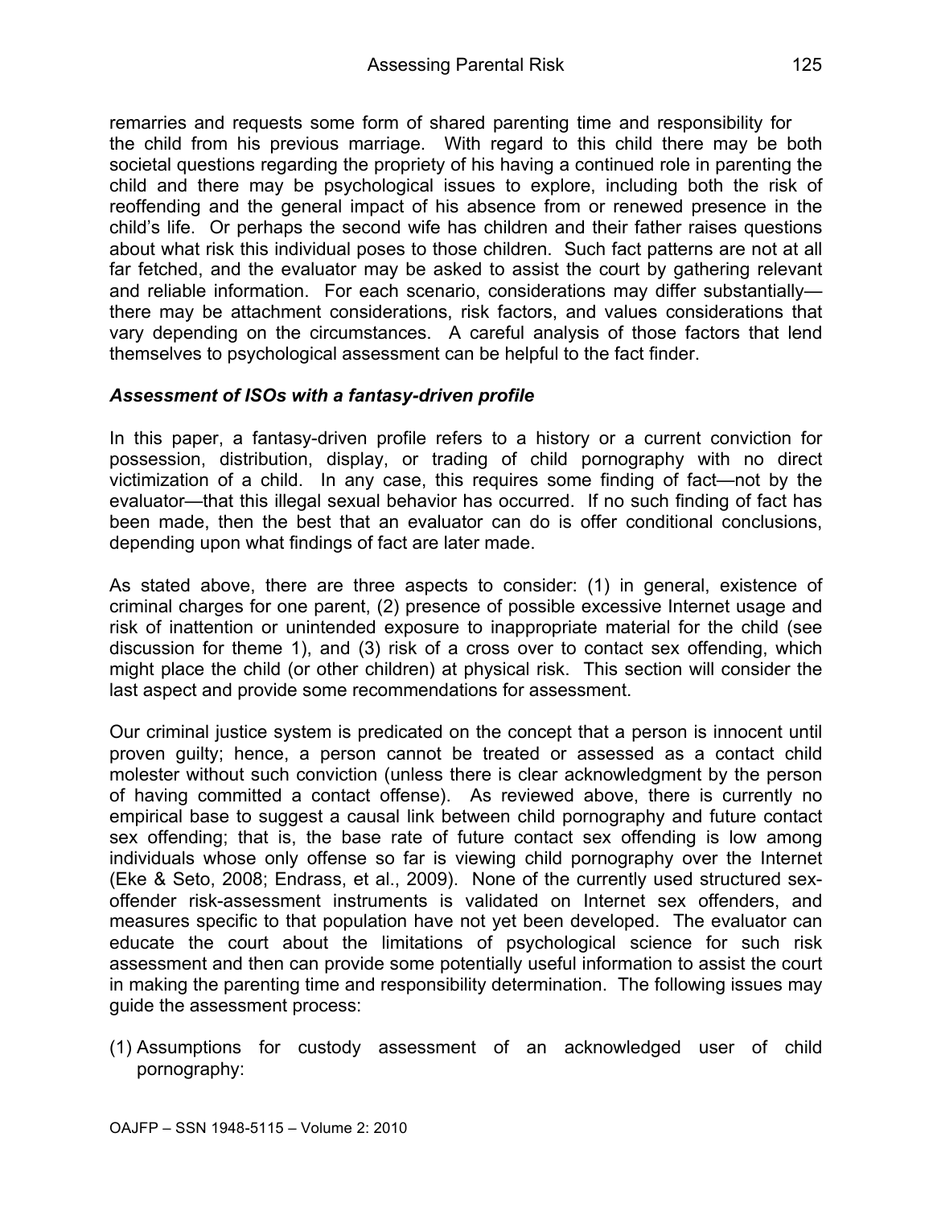remarries and requests some form of shared parenting time and responsibility for the child from his previous marriage. With regard to this child there may be both societal questions regarding the propriety of his having a continued role in parenting the child and there may be psychological issues to explore, including both the risk of reoffending and the general impact of his absence from or renewed presence in the child's life. Or perhaps the second wife has children and their father raises questions about what risk this individual poses to those children. Such fact patterns are not at all far fetched, and the evaluator may be asked to assist the court by gathering relevant and reliable information. For each scenario, considerations may differ substantially—there may be attachment considerations, risk factors, and values considerations that vary depending on the circumstances. A careful analysis of those factors that lend themselves to psychological assessment can be helpful to the fact finder.

### *Assessment of ISOs with a fantasy-driven profile*

In this paper, a fantasy-driven profile refers to a history or a current conviction for possession, distribution, display, or trading of child pornography with no direct victimization of a child. In any case, this requires some finding of fact—not by the evaluator—that this illegal sexual behavior has occurred. If no such finding of fact has been made, then the best that an evaluator can do is offer conditional conclusions, depending upon what findings of fact are later made.

As stated above, there are three aspects to consider: (1) in general, existence of criminal charges for one parent, (2) presence of possible excessive Internet usage and risk of inattention or unintended exposure to inappropriate material for the child (see discussion for theme 1), and (3) risk of a cross over to contact sex offending, which might place the child (or other children) at physical risk. This section will consider the last aspect and provide some recommendations for assessment.

Our criminal justice system is predicated on the concept that a person is innocent until proven guilty; hence, a person cannot be treated or assessed as a contact child molester without such conviction (unless there is clear acknowledgment by the person of having committed a contact offense). As reviewed above, there is currently no empirical base to suggest a causal link between child pornography and future contact sex offending; that is, the base rate of future contact sex offending is low among individuals whose only offense so far is viewing child pornography over the Internet (Eke & Seto, 2008; Endrass, et al., 2009). None of the currently used structured sex-offender risk-assessment instruments is validated on Internet sex offenders, and measures specific to that population have not yet been developed. The evaluator can educate the court about the limitations of psychological science for such risk assessment and then can provide some potentially useful information to assist the court in making the parenting time and responsibility determination. The following issues may guide the assessment process:

(1) Assumptions for custody assessment of an acknowledged user of child pornography: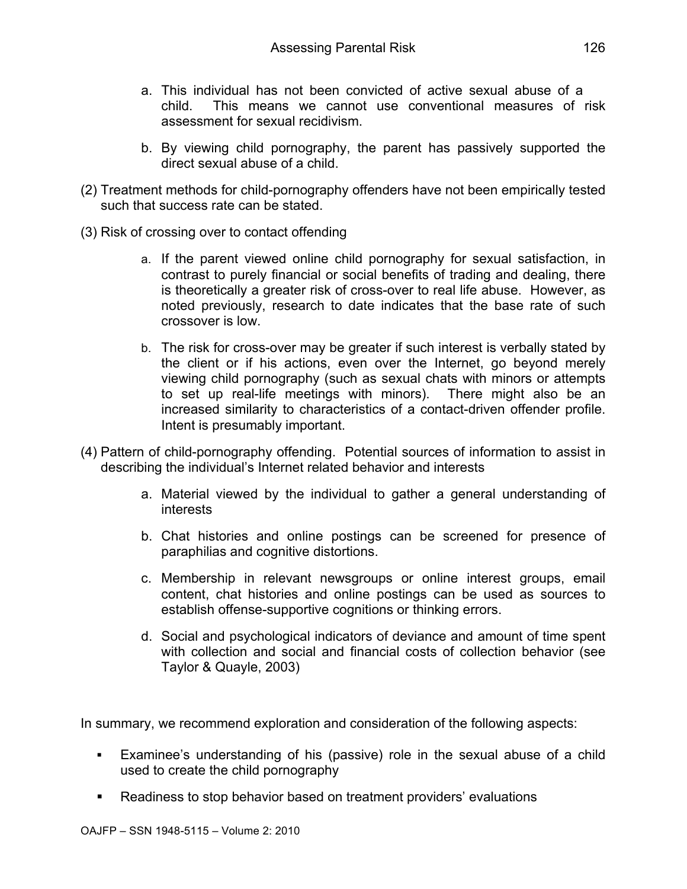a. This individual has not been convicted of active sexual abuse of a child. This means we cannot use conventional measures of risk assessment for sexual recidivism.

b. By viewing child pornography, the parent has passively supported the direct sexual abuse of a child.

(2) Treatment methods for child-pornography offenders have not been empirically tested such that success rate can be stated.

(3) Risk of crossing over to contact offending

a. If the parent viewed online child pornography for sexual satisfaction, in contrast to purely financial or social benefits of trading and dealing, there is theoretically a greater risk of cross-over to real life abuse. However, as noted previously, research to date indicates that the base rate of such crossover is low.

b. The risk for cross-over may be greater if such interest is verbally stated by the client or if his actions, even over the Internet, go beyond merely viewing child pornography (such as sexual chats with minors or attempts to set up real-life meetings with minors). There might also be an increased similarity to characteristics of a contact-driven offender profile. Intent is presumably important.

(4) Pattern of child-pornography offending. Potential sources of information to assist in describing the individual's Internet related behavior and interests

a. Material viewed by the individual to gather a general understanding of interests

b. Chat histories and online postings can be screened for presence of paraphilias and cognitive distortions.

c. Membership in relevant newsgroups or online interest groups, email content, chat histories and online postings can be used as sources to establish offense-supportive cognitions or thinking errors.

d. Social and psychological indicators of deviance and amount of time spent with collection and social and financial costs of collection behavior (see Taylor & Quayle, 2003)

In summary, we recommend exploration and consideration of the following aspects:

- Examinee's understanding of his (passive) role in the sexual abuse of a child used to create the child pornography
- Readiness to stop behavior based on treatment providers' evaluations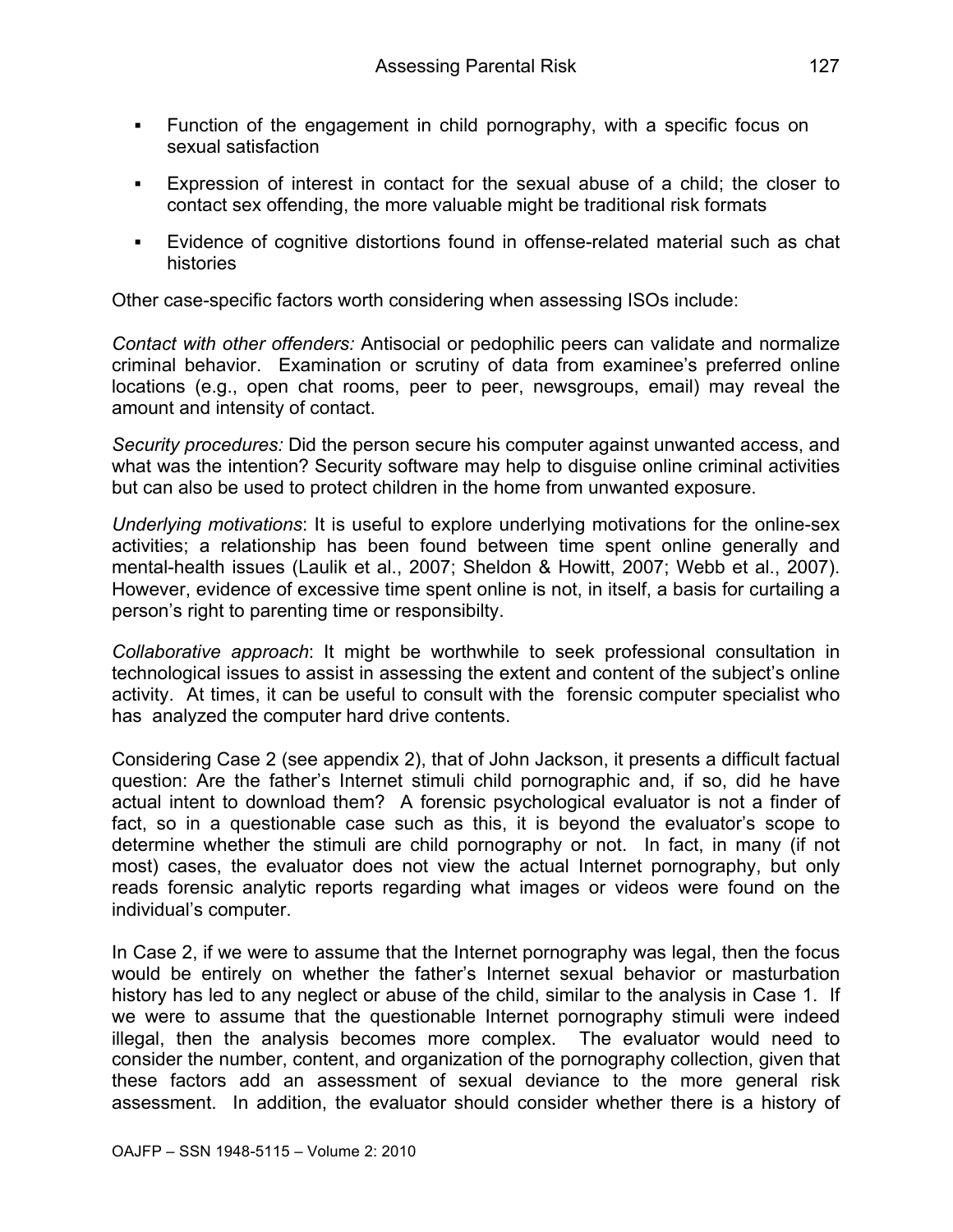- Function of the engagement in child pornography, with a specific focus on sexual satisfaction
- Expression of interest in contact for the sexual abuse of a child; the closer to contact sex offending, the more valuable might be traditional risk formats
- Evidence of cognitive distortions found in offense-related material such as chat histories

Other case-specific factors worth considering when assessing ISOs include:

*Contact with other offenders:* Antisocial or pedophilic peers can validate and normalize criminal behavior. Examination or scrutiny of data from examinee's preferred online locations (e.g., open chat rooms, peer to peer, newsgroups, email) may reveal the amount and intensity of contact.

*Security procedures:* Did the person secure his computer against unwanted access, and what was the intention? Security software may help to disguise online criminal activities but can also be used to protect children in the home from unwanted exposure.

*Underlying motivations*: It is useful to explore underlying motivations for the online-sex activities; a relationship has been found between time spent online generally and mental-health issues (Laulik et al., 2007; Sheldon & Howitt, 2007; Webb et al., 2007). However, evidence of excessive time spent online is not, in itself, a basis for curtailing a person's right to parenting time or responsibilty.

*Collaborative approach*: It might be worthwhile to seek professional consultation in technological issues to assist in assessing the extent and content of the subject's online activity. At times, it can be useful to consult with the forensic computer specialist who has analyzed the computer hard drive contents.

Considering Case 2 (see appendix 2), that of John Jackson, it presents a difficult factual question: Are the father's Internet stimuli child pornographic and, if so, did he have actual intent to download them? A forensic psychological evaluator is not a finder of fact, so in a questionable case such as this, it is beyond the evaluator's scope to determine whether the stimuli are child pornography or not. In fact, in many (if not most) cases, the evaluator does not view the actual Internet pornography, but only reads forensic analytic reports regarding what images or videos were found on the individual's computer.

In Case 2, if we were to assume that the Internet pornography was legal, then the focus would be entirely on whether the father's Internet sexual behavior or masturbation history has led to any neglect or abuse of the child, similar to the analysis in Case 1. If we were to assume that the questionable Internet pornography stimuli were indeed illegal, then the analysis becomes more complex. The evaluator would need to consider the number, content, and organization of the pornography collection, given that these factors add an assessment of sexual deviance to the more general risk assessment. In addition, the evaluator should consider whether there is a history of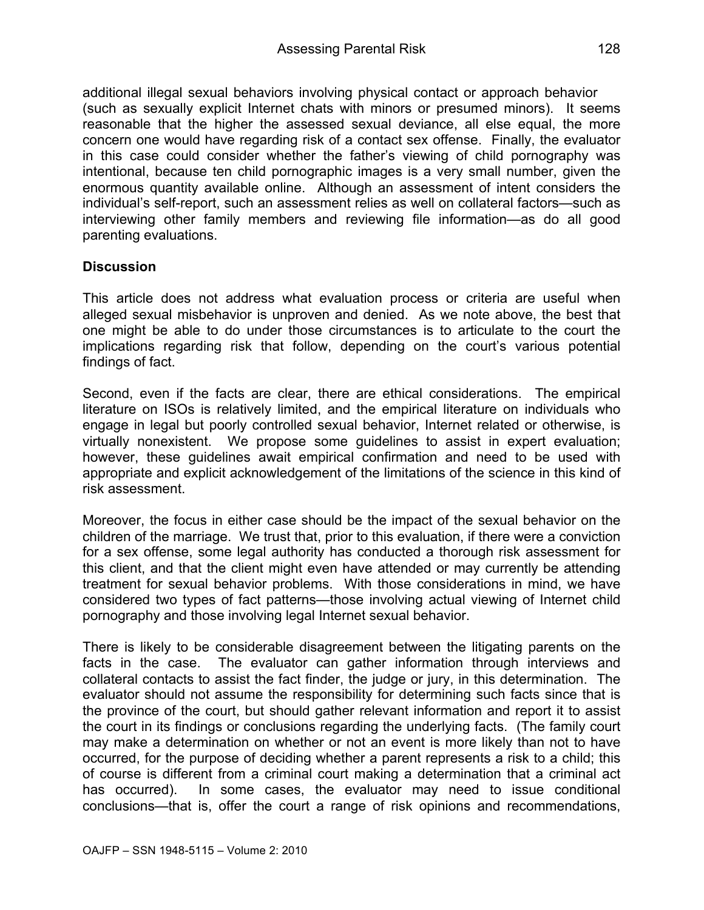additional illegal sexual behaviors involving physical contact or approach behavior (such as sexually explicit Internet chats with minors or presumed minors). It seems reasonable that the higher the assessed sexual deviance, all else equal, the more concern one would have regarding risk of a contact sex offense. Finally, the evaluator in this case could consider whether the father's viewing of child pornography was intentional, because ten child pornographic images is a very small number, given the enormous quantity available online. Although an assessment of intent considers the individual's self-report, such an assessment relies as well on collateral factors—such as interviewing other family members and reviewing file information—as do all good parenting evaluations.

## Discussion

This article does not address what evaluation process or criteria are useful when alleged sexual misbehavior is unproven and denied. As we note above, the best that one might be able to do under those circumstances is to articulate to the court the implications regarding risk that follow, depending on the court's various potential findings of fact.

Second, even if the facts are clear, there are ethical considerations. The empirical literature on ISOs is relatively limited, and the empirical literature on individuals who engage in legal but poorly controlled sexual behavior, Internet related or otherwise, is virtually nonexistent. We propose some guidelines to assist in expert evaluation; however, these guidelines await empirical confirmation and need to be used with appropriate and explicit acknowledgement of the limitations of the science in this kind of risk assessment.

Moreover, the focus in either case should be the impact of the sexual behavior on the children of the marriage. We trust that, prior to this evaluation, if there were a conviction for a sex offense, some legal authority has conducted a thorough risk assessment for this client, and that the client might even have attended or may currently be attending treatment for sexual behavior problems. With those considerations in mind, we have considered two types of fact patterns—those involving actual viewing of Internet child pornography and those involving legal Internet sexual behavior.

There is likely to be considerable disagreement between the litigating parents on the facts in the case. The evaluator can gather information through interviews and collateral contacts to assist the fact finder, the judge or jury, in this determination. The evaluator should not assume the responsibility for determining such facts since that is the province of the court, but should gather relevant information and report it to assist the court in its findings or conclusions regarding the underlying facts. (The family court may make a determination on whether or not an event is more likely than not to have occurred, for the purpose of deciding whether a parent represents a risk to a child; this of course is different from a criminal court making a determination that a criminal act has occurred). In some cases, the evaluator may need to issue conditional conclusions—that is, offer the court a range of risk opinions and recommendations,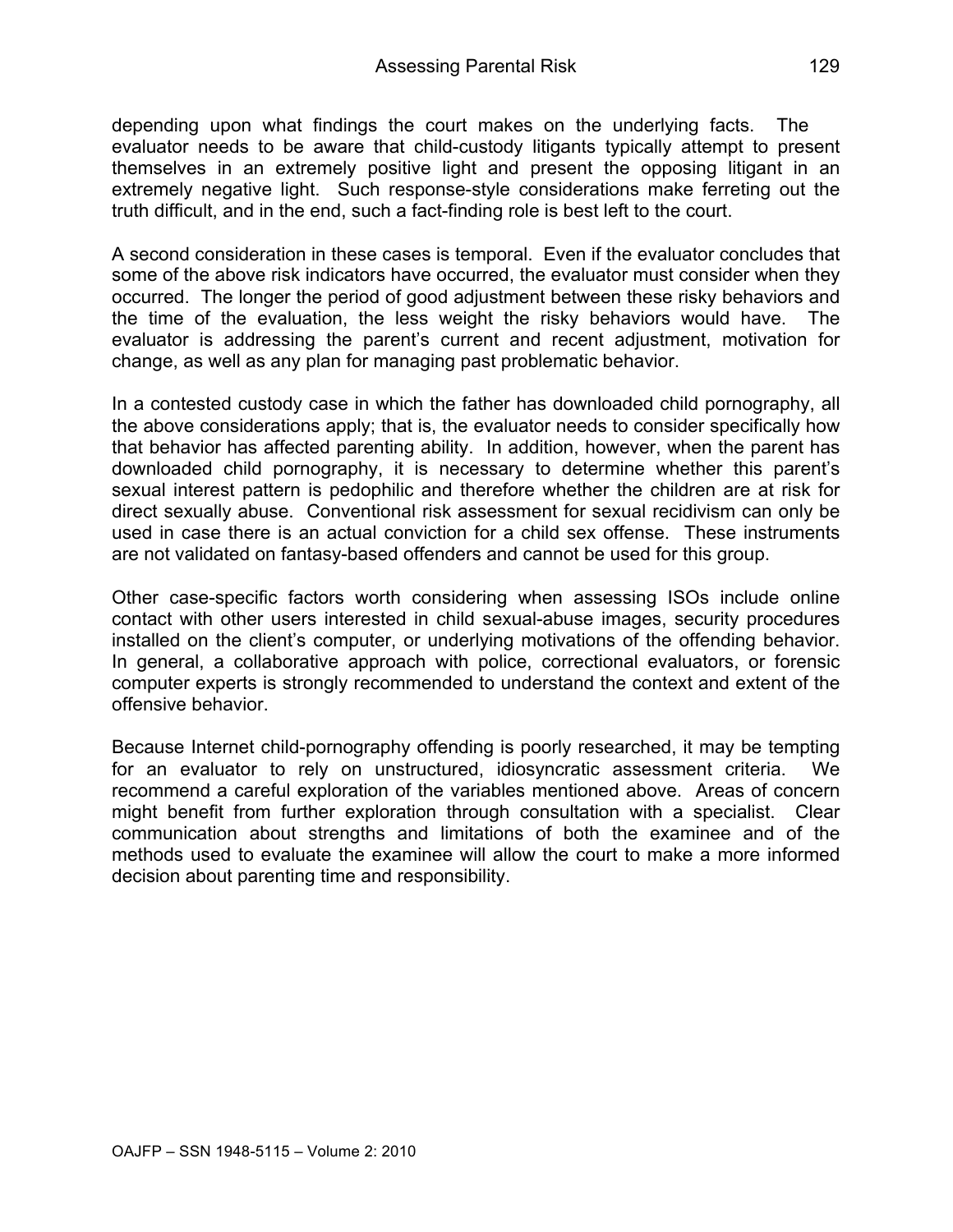depending upon what findings the court makes on the underlying facts. The evaluator needs to be aware that child-custody litigants typically attempt to present themselves in an extremely positive light and present the opposing litigant in an extremely negative light. Such response-style considerations make ferreting out the truth difficult, and in the end, such a fact-finding role is best left to the court.

A second consideration in these cases is temporal. Even if the evaluator concludes that some of the above risk indicators have occurred, the evaluator must consider when they occurred. The longer the period of good adjustment between these risky behaviors and the time of the evaluation, the less weight the risky behaviors would have. The evaluator is addressing the parent's current and recent adjustment, motivation for change, as well as any plan for managing past problematic behavior.

In a contested custody case in which the father has downloaded child pornography, all the above considerations apply; that is, the evaluator needs to consider specifically how that behavior has affected parenting ability. In addition, however, when the parent has downloaded child pornography, it is necessary to determine whether this parent's sexual interest pattern is pedophilic and therefore whether the children are at risk for direct sexually abuse. Conventional risk assessment for sexual recidivism can only be used in case there is an actual conviction for a child sex offense. These instruments are not validated on fantasy-based offenders and cannot be used for this group.

Other case-specific factors worth considering when assessing ISOs include online contact with other users interested in child sexual-abuse images, security procedures installed on the client's computer, or underlying motivations of the offending behavior. In general, a collaborative approach with police, correctional evaluators, or forensic computer experts is strongly recommended to understand the context and extent of the offensive behavior.

Because Internet child-pornography offending is poorly researched, it may be tempting for an evaluator to rely on unstructured, idiosyncratic assessment criteria. We recommend a careful exploration of the variables mentioned above. Areas of concern might benefit from further exploration through consultation with a specialist. Clear communication about strengths and limitations of both the examinee and of the methods used to evaluate the examinee will allow the court to make a more informed decision about parenting time and responsibility.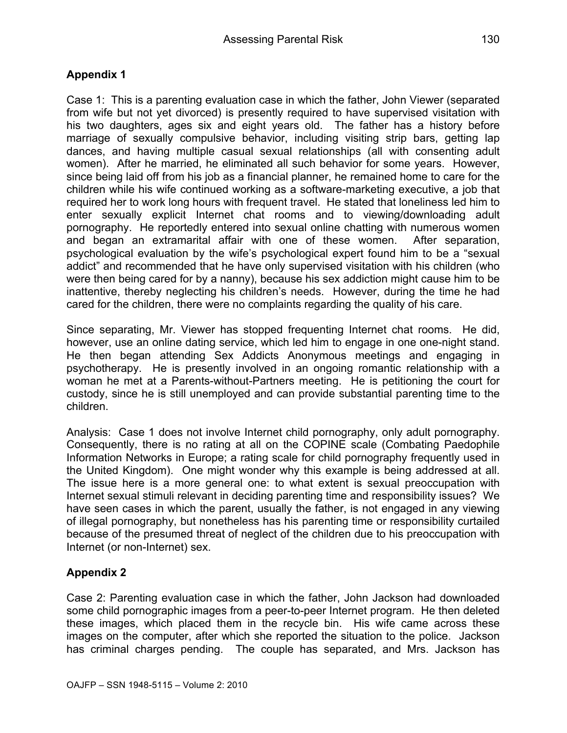## Appendix 1

Case 1: This is a parenting evaluation case in which the father, John Viewer (separated from wife but not yet divorced) is presently required to have supervised visitation with his two daughters, ages six and eight years old. The father has a history before marriage of sexually compulsive behavior, including visiting strip bars, getting lap dances, and having multiple casual sexual relationships (all with consenting adult women). After he married, he eliminated all such behavior for some years. However, since being laid off from his job as a financial planner, he remained home to care for the children while his wife continued working as a software-marketing executive, a job that required her to work long hours with frequent travel. He stated that loneliness led him to enter sexually explicit Internet chat rooms and to viewing/downloading adult pornography. He reportedly entered into sexual online chatting with numerous women and began an extramarital affair with one of these women. After separation, psychological evaluation by the wife's psychological expert found him to be a "sexual addict" and recommended that he have only supervised visitation with his children (who were then being cared for by a nanny), because his sex addiction might cause him to be inattentive, thereby neglecting his children's needs. However, during the time he had cared for the children, there were no complaints regarding the quality of his care.

Since separating, Mr. Viewer has stopped frequenting Internet chat rooms. He did, however, use an online dating service, which led him to engage in one one-night stand. He then began attending Sex Addicts Anonymous meetings and engaging in psychotherapy. He is presently involved in an ongoing romantic relationship with a woman he met at a Parents-without-Partners meeting. He is petitioning the court for custody, since he is still unemployed and can provide substantial parenting time to the children.

Analysis: Case 1 does not involve Internet child pornography, only adult pornography. Consequently, there is no rating at all on the COPINE scale (Combating Paedophile Information Networks in Europe; a rating scale for child pornography frequently used in the United Kingdom). One might wonder why this example is being addressed at all. The issue here is a more general one: to what extent is sexual preoccupation with Internet sexual stimuli relevant in deciding parenting time and responsibility issues? We have seen cases in which the parent, usually the father, is not engaged in any viewing of illegal pornography, but nonetheless has his parenting time or responsibility curtailed because of the presumed threat of neglect of the children due to his preoccupation with Internet (or non-Internet) sex.

## Appendix 2

Case 2: Parenting evaluation case in which the father, John Jackson had downloaded some child pornographic images from a peer-to-peer Internet program. He then deleted these images, which placed them in the recycle bin. His wife came across these images on the computer, after which she reported the situation to the police. Jackson has criminal charges pending. The couple has separated, and Mrs. Jackson has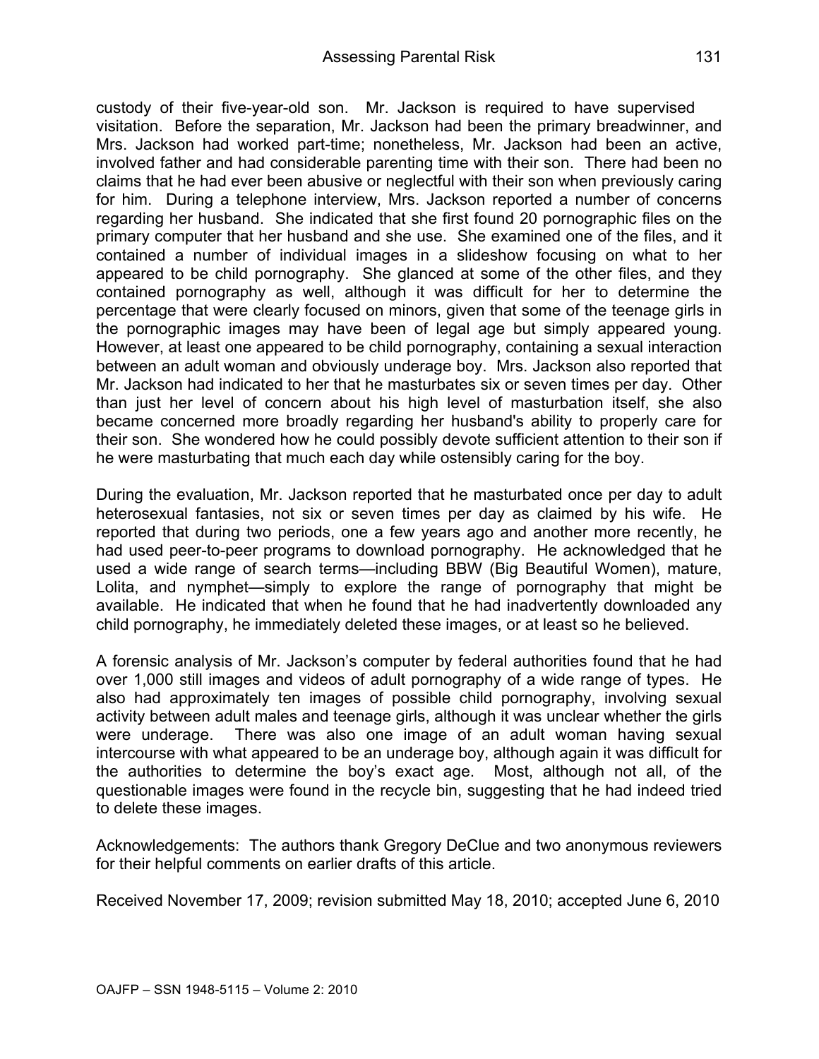custody of their five-year-old son. Mr. Jackson is required to have supervised visitation. Before the separation, Mr. Jackson had been the primary breadwinner, and Mrs. Jackson had worked part-time; nonetheless, Mr. Jackson had been an active, involved father and had considerable parenting time with their son. There had been no claims that he had ever been abusive or neglectful with their son when previously caring for him. During a telephone interview, Mrs. Jackson reported a number of concerns regarding her husband. She indicated that she first found 20 pornographic files on the primary computer that her husband and she use. She examined one of the files, and it contained a number of individual images in a slideshow focusing on what to her appeared to be child pornography. She glanced at some of the other files, and they contained pornography as well, although it was difficult for her to determine the percentage that were clearly focused on minors, given that some of the teenage girls in the pornographic images may have been of legal age but simply appeared young. However, at least one appeared to be child pornography, containing a sexual interaction between an adult woman and obviously underage boy. Mrs. Jackson also reported that Mr. Jackson had indicated to her that he masturbates six or seven times per day. Other than just her level of concern about his high level of masturbation itself, she also became concerned more broadly regarding her husband's ability to properly care for their son. She wondered how he could possibly devote sufficient attention to their son if he were masturbating that much each day while ostensibly caring for the boy.

During the evaluation, Mr. Jackson reported that he masturbated once per day to adult heterosexual fantasies, not six or seven times per day as claimed by his wife. He reported that during two periods, one a few years ago and another more recently, he had used peer-to-peer programs to download pornography. He acknowledged that he used a wide range of search terms—including BBW (Big Beautiful Women), mature, Lolita, and nymphet—simply to explore the range of pornography that might be available. He indicated that when he found that he had inadvertently downloaded any child pornography, he immediately deleted these images, or at least so he believed.

A forensic analysis of Mr. Jackson's computer by federal authorities found that he had over 1,000 still images and videos of adult pornography of a wide range of types. He also had approximately ten images of possible child pornography, involving sexual activity between adult males and teenage girls, although it was unclear whether the girls were underage. There was also one image of an adult woman having sexual intercourse with what appeared to be an underage boy, although again it was difficult for the authorities to determine the boy's exact age. Most, although not all, of the questionable images were found in the recycle bin, suggesting that he had indeed tried to delete these images.

Acknowledgements: The authors thank Gregory DeClue and two anonymous reviewers for their helpful comments on earlier drafts of this article.

Received November 17, 2009; revision submitted May 18, 2010; accepted June 6, 2010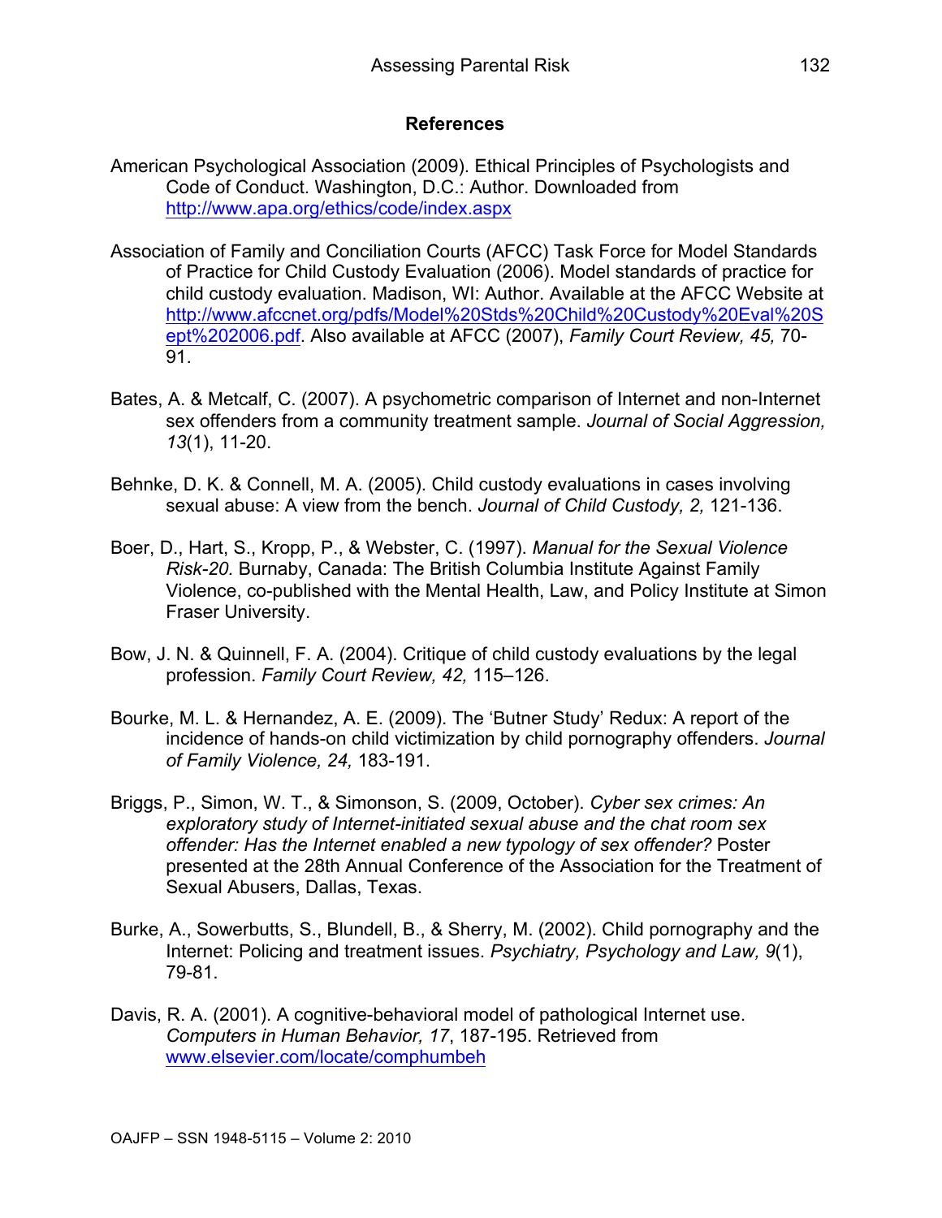## References

American Psychological Association (2009). Ethical Principles of Psychologists and Code of Conduct. Washington, D.C.: Author. Downloaded from http://www.apa.org/ethics/code/index.aspx

Association of Family and Conciliation Courts (AFCC) Task Force for Model Standards of Practice for Child Custody Evaluation (2006). Model standards of practice for child custody evaluation. Madison, WI: Author. Available at the AFCC Website at http://www.afccnet.org/pdfs/Model%20Stds%20Child%20Custody%20Eval%20Sept%202006.pdf. Also available at AFCC (2007), *Family Court Review, 45,* 70-91.

Bates, A. & Metcalf, C. (2007). A psychometric comparison of Internet and non-Internet sex offenders from a community treatment sample. *Journal of Social Aggression, 13*(1), 11-20.

Behnke, D. K. & Connell, M. A. (2005). Child custody evaluations in cases involving sexual abuse: A view from the bench. *Journal of Child Custody, 2,* 121-136.

Boer, D., Hart, S., Kropp, P., & Webster, C. (1997). *Manual for the Sexual Violence Risk-20.* Burnaby, Canada: The British Columbia Institute Against Family Violence, co-published with the Mental Health, Law, and Policy Institute at Simon Fraser University.

Bow, J. N. & Quinnell, F. A. (2004). Critique of child custody evaluations by the legal profession. *Family Court Review, 42,* 115–126.

Bourke, M. L. & Hernandez, A. E. (2009). The 'Butner Study' Redux: A report of the incidence of hands-on child victimization by child pornography offenders. *Journal of Family Violence, 24,* 183-191.

Briggs, P., Simon, W. T., & Simonson, S. (2009, October). *Cyber sex crimes: An exploratory study of Internet-initiated sexual abuse and the chat room sex offender: Has the Internet enabled a new typology of sex offender?* Poster presented at the 28th Annual Conference of the Association for the Treatment of Sexual Abusers, Dallas, Texas.

Burke, A., Sowerbutts, S., Blundell, B., & Sherry, M. (2002). Child pornography and the Internet: Policing and treatment issues. *Psychiatry, Psychology and Law, 9*(1), 79-81.

Davis, R. A. (2001). A cognitive-behavioral model of pathological Internet use. *Computers in Human Behavior, 17*, 187-195. Retrieved from www.elsevier.com/locate/comphumbeh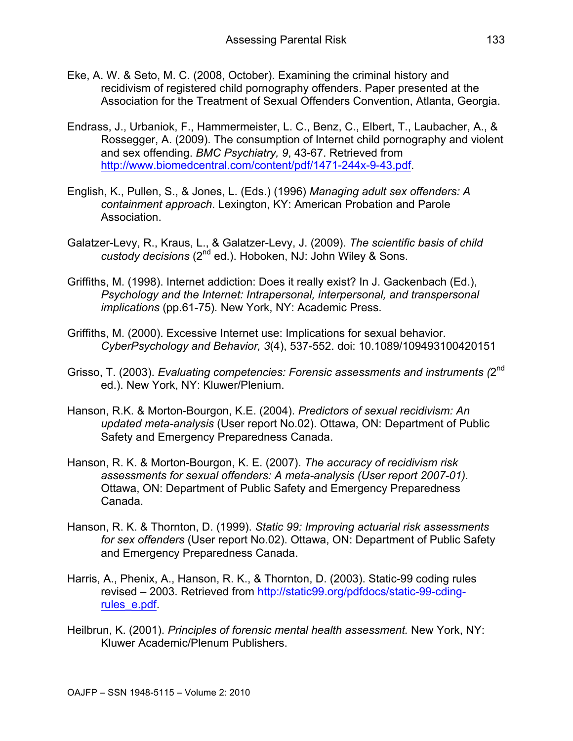Eke, A. W. & Seto, M. C. (2008, October). Examining the criminal history and recidivism of registered child pornography offenders. Paper presented at the Association for the Treatment of Sexual Offenders Convention, Atlanta, Georgia.

Endrass, J., Urbaniok, F., Hammermeister, L. C., Benz, C., Elbert, T., Laubacher, A., & Rossegger, A. (2009). The consumption of Internet child pornography and violent and sex offending. *BMC Psychiatry, 9*, 43-67. Retrieved from http://www.biomedcentral.com/content/pdf/1471-244x-9-43.pdf.

English, K., Pullen, S., & Jones, L. (Eds.) (1996) *Managing adult sex offenders: A containment approach*. Lexington, KY: American Probation and Parole Association.

Galatzer-Levy, R., Kraus, L., & Galatzer-Levy, J. (2009). *The scientific basis of child custody decisions* (2nd ed.). Hoboken, NJ: John Wiley & Sons.

Griffiths, M. (1998). Internet addiction: Does it really exist? In J. Gackenbach (Ed.), *Psychology and the Internet: Intrapersonal, interpersonal, and transpersonal implications* (pp.61-75). New York, NY: Academic Press.

Griffiths, M. (2000). Excessive Internet use: Implications for sexual behavior. *CyberPsychology and Behavior, 3*(4), 537-552. doi: 10.1089/109493100420151

Grisso, T. (2003). *Evaluating competencies: Forensic assessments and instruments (*2nd ed.). New York, NY: Kluwer/Plenium.

Hanson, R.K. & Morton-Bourgon, K.E. (2004). *Predictors of sexual recidivism: An updated meta-analysis* (User report No.02). Ottawa, ON: Department of Public Safety and Emergency Preparedness Canada.

Hanson, R. K. & Morton-Bourgon, K. E. (2007). *The accuracy of recidivism risk assessments for sexual offenders: A meta-analysis (User report 2007-01).* Ottawa, ON: Department of Public Safety and Emergency Preparedness Canada.

Hanson, R. K. & Thornton, D. (1999). *Static 99: Improving actuarial risk assessments for sex offenders* (User report No.02). Ottawa, ON: Department of Public Safety and Emergency Preparedness Canada.

Harris, A., Phenix, A., Hanson, R. K., & Thornton, D. (2003). Static-99 coding rules revised – 2003. Retrieved from http://static99.org/pdfdocs/static-99-cding-rules_e.pdf.

Heilbrun, K. (2001). *Principles of forensic mental health assessment.* New York, NY: Kluwer Academic/Plenum Publishers.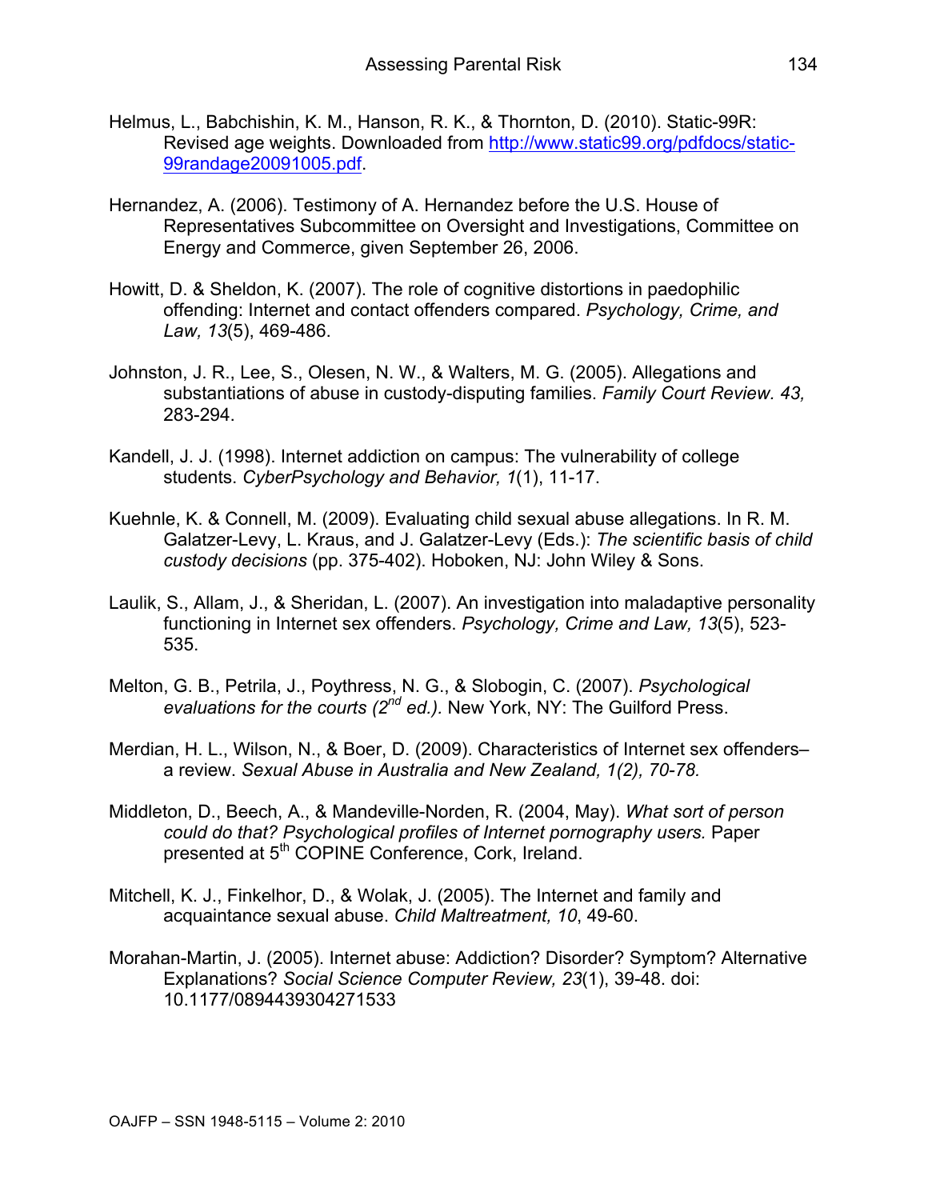Helmus, L., Babchishin, K. M., Hanson, R. K., & Thornton, D. (2010). Static-99R: Revised age weights. Downloaded from [http://www.static99.org/pdfdocs/static-99randage20091005.pdf](http://www.static99.org/pdfdocs/static-99randage20091005.pdf).

Hernandez, A. (2006). Testimony of A. Hernandez before the U.S. House of Representatives Subcommittee on Oversight and Investigations, Committee on Energy and Commerce, given September 26, 2006.

Howitt, D. & Sheldon, K. (2007). The role of cognitive distortions in paedophilic offending: Internet and contact offenders compared. *Psychology, Crime, and Law, 13*(5), 469-486.

Johnston, J. R., Lee, S., Olesen, N. W., & Walters, M. G. (2005). Allegations and substantiations of abuse in custody-disputing families. *Family Court Review. 43,* 283-294.

Kandell, J. J. (1998). Internet addiction on campus: The vulnerability of college students. *CyberPsychology and Behavior, 1*(1), 11-17.

Kuehnle, K. & Connell, M. (2009). Evaluating child sexual abuse allegations. In R. M. Galatzer-Levy, L. Kraus, and J. Galatzer-Levy (Eds.): *The scientific basis of child custody decisions* (pp. 375-402). Hoboken, NJ: John Wiley & Sons.

Laulik, S., Allam, J., & Sheridan, L. (2007). An investigation into maladaptive personality functioning in Internet sex offenders. *Psychology, Crime and Law, 13*(5), 523-535.

Melton, G. B., Petrila, J., Poythress, N. G., & Slobogin, C. (2007). *Psychological evaluations for the courts (2nd ed.).* New York, NY: The Guilford Press.

Merdian, H. L., Wilson, N., & Boer, D. (2009). Characteristics of Internet sex offenders– a review. *Sexual Abuse in Australia and New Zealand, 1(2), 70-78.*

Middleton, D., Beech, A., & Mandeville-Norden, R. (2004, May). *What sort of person could do that? Psychological profiles of Internet pornography users.* Paper presented at 5th COPINE Conference, Cork, Ireland.

Mitchell, K. J., Finkelhor, D., & Wolak, J. (2005). The Internet and family and acquaintance sexual abuse. *Child Maltreatment, 10*, 49-60.

Morahan-Martin, J. (2005). Internet abuse: Addiction? Disorder? Symptom? Alternative Explanations? *Social Science Computer Review, 23*(1), 39-48. doi: 10.1177/0894439304271533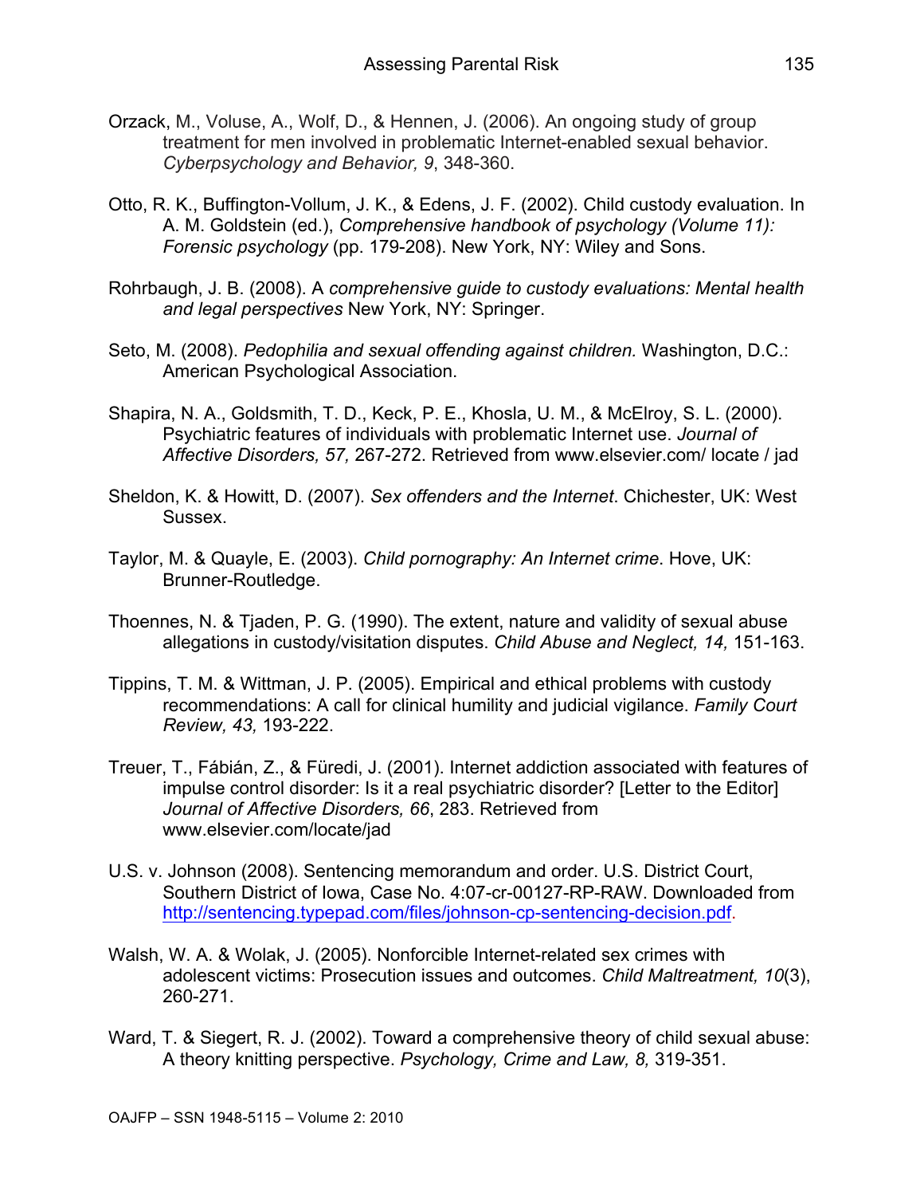Orzack, M., Voluse, A., Wolf, D., & Hennen, J. (2006). An ongoing study of group treatment for men involved in problematic Internet-enabled sexual behavior. *Cyberpsychology and Behavior, 9*, 348-360.

Otto, R. K., Buffington-Vollum, J. K., & Edens, J. F. (2002). Child custody evaluation. In A. M. Goldstein (ed.), *Comprehensive handbook of psychology (Volume 11): Forensic psychology* (pp. 179-208). New York, NY: Wiley and Sons.

Rohrbaugh, J. B. (2008). A *comprehensive guide to custody evaluations: Mental health and legal perspectives* New York, NY: Springer.

Seto, M. (2008). *Pedophilia and sexual offending against children.* Washington, D.C.: American Psychological Association.

Shapira, N. A., Goldsmith, T. D., Keck, P. E., Khosla, U. M., & McElroy, S. L. (2000). Psychiatric features of individuals with problematic Internet use. *Journal of Affective Disorders, 57,* 267-272. Retrieved from www.elsevier.com/ locate / jad

Sheldon, K. & Howitt, D. (2007). *Sex offenders and the Internet*. Chichester, UK: West Sussex.

Taylor, M. & Quayle, E. (2003). *Child pornography: An Internet crime*. Hove, UK: Brunner-Routledge.

Thoennes, N. & Tjaden, P. G. (1990). The extent, nature and validity of sexual abuse allegations in custody/visitation disputes. *Child Abuse and Neglect, 14,* 151-163.

Tippins, T. M. & Wittman, J. P. (2005). Empirical and ethical problems with custody recommendations: A call for clinical humility and judicial vigilance. *Family Court Review, 43,* 193-222.

Treuer, T., Fábián, Z., & Füredi, J. (2001). Internet addiction associated with features of impulse control disorder: Is it a real psychiatric disorder? [Letter to the Editor] *Journal of Affective Disorders, 66*, 283. Retrieved from www.elsevier.com/locate/jad

U.S. v. Johnson (2008). Sentencing memorandum and order. U.S. District Court, Southern District of Iowa, Case No. 4:07-cr-00127-RP-RAW. Downloaded from http://sentencing.typepad.com/files/johnson-cp-sentencing-decision.pdf.

Walsh, W. A. & Wolak, J. (2005). Nonforcible Internet-related sex crimes with adolescent victims: Prosecution issues and outcomes. *Child Maltreatment, 10*(3), 260-271.

Ward, T. & Siegert, R. J. (2002). Toward a comprehensive theory of child sexual abuse: A theory knitting perspective. *Psychology, Crime and Law, 8,* 319-351.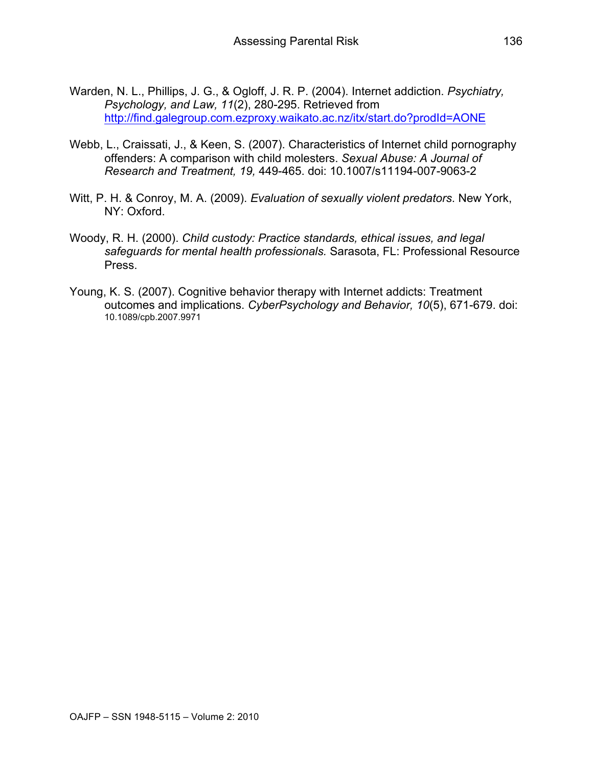Warden, N. L., Phillips, J. G., & Ogloff, J. R. P. (2004). Internet addiction. *Psychiatry, Psychology, and Law, 11*(2), 280-295. Retrieved from http://find.galegroup.com.ezproxy.waikato.ac.nz/itx/start.do?prodId=AONE

Webb, L., Craissati, J., & Keen, S. (2007). Characteristics of Internet child pornography offenders: A comparison with child molesters. *Sexual Abuse: A Journal of Research and Treatment, 19,* 449-465. doi: 10.1007/s11194-007-9063-2

Witt, P. H. & Conroy, M. A. (2009). *Evaluation of sexually violent predators*. New York, NY: Oxford.

Woody, R. H. (2000). *Child custody: Practice standards, ethical issues, and legal safeguards for mental health professionals.* Sarasota, FL: Professional Resource Press.

Young, K. S. (2007). Cognitive behavior therapy with Internet addicts: Treatment outcomes and implications. *CyberPsychology and Behavior, 10*(5), 671-679. doi: 10.1089/cpb.2007.9971